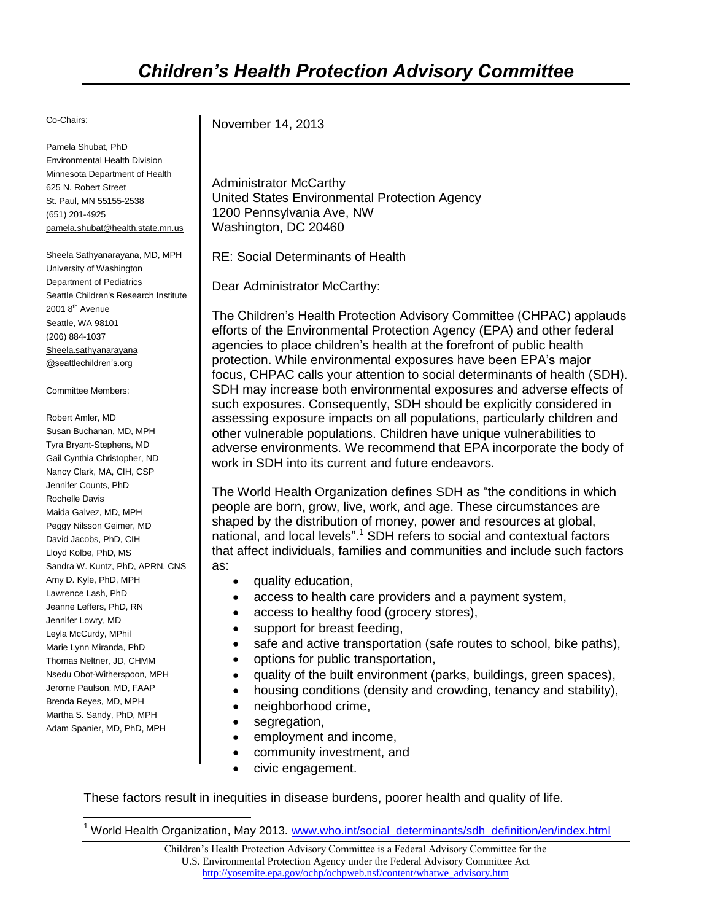# *Children's Health Protection Advisory Committee*

Co-Chairs:

Pamela Shubat, PhD
Environmental Health Division
Minnesota Department of Health
625 N. Robert Street
St. Paul, MN 55155-2538
(651) 201-4925
pamela.shubat@health.state.mn.us

Sheela Sathyanarayana, MD, MPH
University of Washington
Department of Pediatrics
Seattle Children's Research Institute
2001 8th Avenue
Seattle, WA 98101
(206) 884-1037
Sheela.sathyanarayana@seattlechildren's.org

Committee Members:

Robert Amler, MD
Susan Buchanan, MD, MPH
Tyra Bryant-Stephens, MD
Gail Cynthia Christopher, ND
Nancy Clark, MA, CIH, CSP
Jennifer Counts, PhD
Rochelle Davis
Maida Galvez, MD, MPH
Peggy Nilsson Geimer, MD
David Jacobs, PhD, CIH
Lloyd Kolbe, PhD, MS
Sandra W. Kuntz, PhD, APRN, CNS
Amy D. Kyle, PhD, MPH
Lawrence Lash, PhD
Jeanne Leffers, PhD, RN
Jennifer Lowry, MD
Leyla McCurdy, MPhil
Marie Lynn Miranda, PhD
Thomas Neltner, JD, CHMM
Nsedu Obot-Witherspoon, MPH
Jerome Paulson, MD, FAAP
Brenda Reyes, MD, MPH
Martha S. Sandy, PhD, MPH
Adam Spanier, MD, PhD, MPH

November 14, 2013

Administrator McCarthy
United States Environmental Protection Agency
1200 Pennsylvania Ave, NW
Washington, DC 20460

RE: Social Determinants of Health

Dear Administrator McCarthy:

The Children's Health Protection Advisory Committee (CHPAC) applauds efforts of the Environmental Protection Agency (EPA) and other federal agencies to place children's health at the forefront of public health protection. While environmental exposures have been EPA's major focus, CHPAC calls your attention to social determinants of health (SDH). SDH may increase both environmental exposures and adverse effects of such exposures. Consequently, SDH should be explicitly considered in assessing exposure impacts on all populations, particularly children and other vulnerable populations. Children have unique vulnerabilities to adverse environments. We recommend that EPA incorporate the body of work in SDH into its current and future endeavors.

The World Health Organization defines SDH as "the conditions in which people are born, grow, live, work, and age. These circumstances are shaped by the distribution of money, power and resources at global, national, and local levels".[1] SDH refers to social and contextual factors that affect individuals, families and communities and include such factors as:

- quality education,
- access to health care providers and a payment system,
- access to healthy food (grocery stores),
- support for breast feeding,
- safe and active transportation (safe routes to school, bike paths),
- options for public transportation,
- quality of the built environment (parks, buildings, green spaces),
- housing conditions (density and crowding, tenancy and stability),
- neighborhood crime,
- segregation,
- employment and income,
- community investment, and
- civic engagement.

These factors result in inequities in disease burdens, poorer health and quality of life.

[1] World Health Organization, May 2013. www.who.int/social_determinants/sdh_definition/en/index.html

Children's Health Protection Advisory Committee is a Federal Advisory Committee for the U.S. Environmental Protection Agency under the Federal Advisory Committee Act
http://yosemite.epa.gov/ochp/ochpweb.nsf/content/whatwe_advisory.htm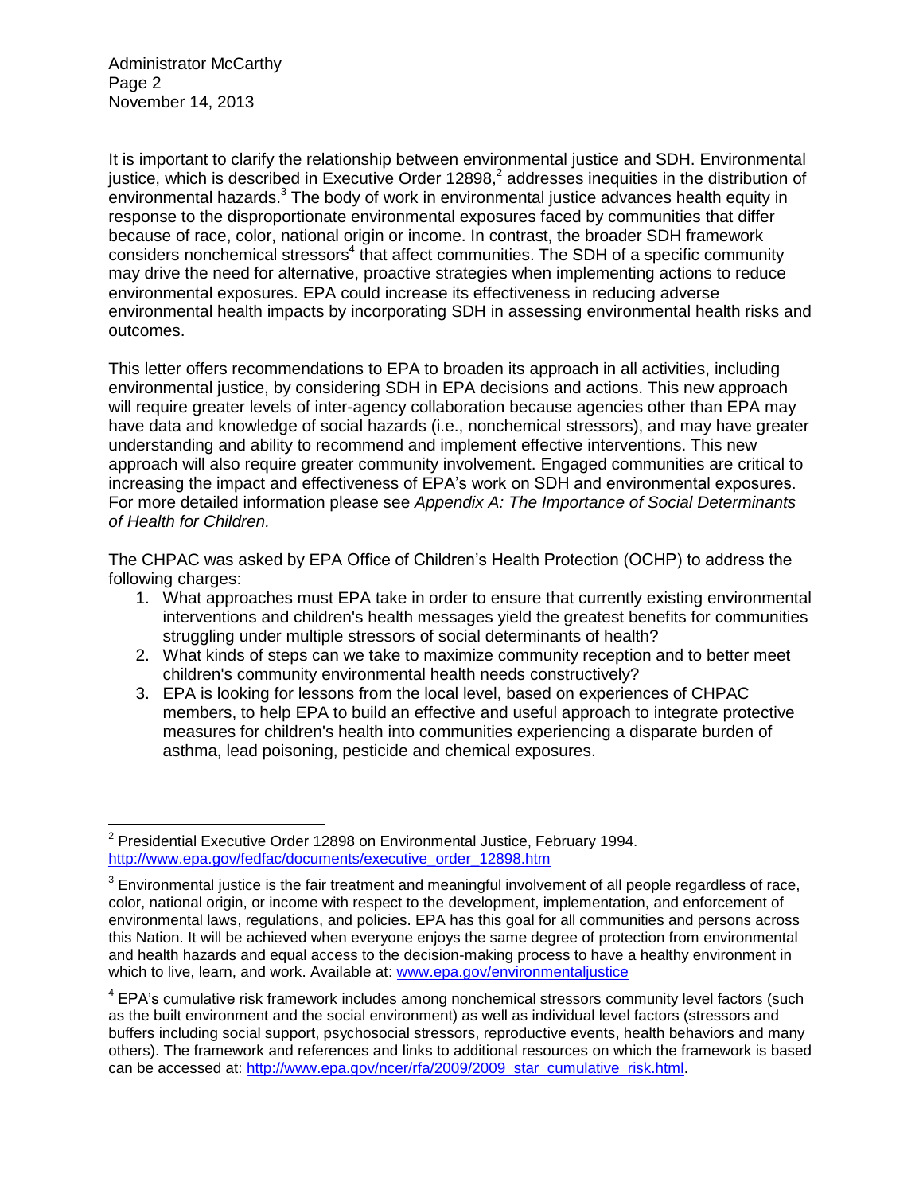It is important to clarify the relationship between environmental justice and SDH. Environmental justice, which is described in Executive Order 12898,[2] addresses inequities in the distribution of environmental hazards.[3] The body of work in environmental justice advances health equity in response to the disproportionate environmental exposures faced by communities that differ because of race, color, national origin or income. In contrast, the broader SDH framework considers nonchemical stressors[4] that affect communities. The SDH of a specific community may drive the need for alternative, proactive strategies when implementing actions to reduce environmental exposures. EPA could increase its effectiveness in reducing adverse environmental health impacts by incorporating SDH in assessing environmental health risks and outcomes.

This letter offers recommendations to EPA to broaden its approach in all activities, including environmental justice, by considering SDH in EPA decisions and actions. This new approach will require greater levels of inter-agency collaboration because agencies other than EPA may have data and knowledge of social hazards (i.e., nonchemical stressors), and may have greater understanding and ability to recommend and implement effective interventions. This new approach will also require greater community involvement. Engaged communities are critical to increasing the impact and effectiveness of EPA's work on SDH and environmental exposures. For more detailed information please see *Appendix A: The Importance of Social Determinants of Health for Children.*

The CHPAC was asked by EPA Office of Children's Health Protection (OCHP) to address the following charges:

1. What approaches must EPA take in order to ensure that currently existing environmental interventions and children's health messages yield the greatest benefits for communities struggling under multiple stressors of social determinants of health?
2. What kinds of steps can we take to maximize community reception and to better meet children's community environmental health needs constructively?
3. EPA is looking for lessons from the local level, based on experiences of CHPAC members, to help EPA to build an effective and useful approach to integrate protective measures for children's health into communities experiencing a disparate burden of asthma, lead poisoning, pesticide and chemical exposures.

---

[2] Presidential Executive Order 12898 on Environmental Justice, February 1994. http://www.epa.gov/fedfac/documents/executive_order_12898.htm

[3] Environmental justice is the fair treatment and meaningful involvement of all people regardless of race, color, national origin, or income with respect to the development, implementation, and enforcement of environmental laws, regulations, and policies. EPA has this goal for all communities and persons across this Nation. It will be achieved when everyone enjoys the same degree of protection from environmental and health hazards and equal access to the decision-making process to have a healthy environment in which to live, learn, and work. Available at: www.epa.gov/environmentaljustice

[4] EPA's cumulative risk framework includes among nonchemical stressors community level factors (such as the built environment and the social environment) as well as individual level factors (stressors and buffers including social support, psychosocial stressors, reproductive events, health behaviors and many others). The framework and references and links to additional resources on which the framework is based can be accessed at: http://www.epa.gov/ncer/rfa/2009/2009_star_cumulative_risk.html.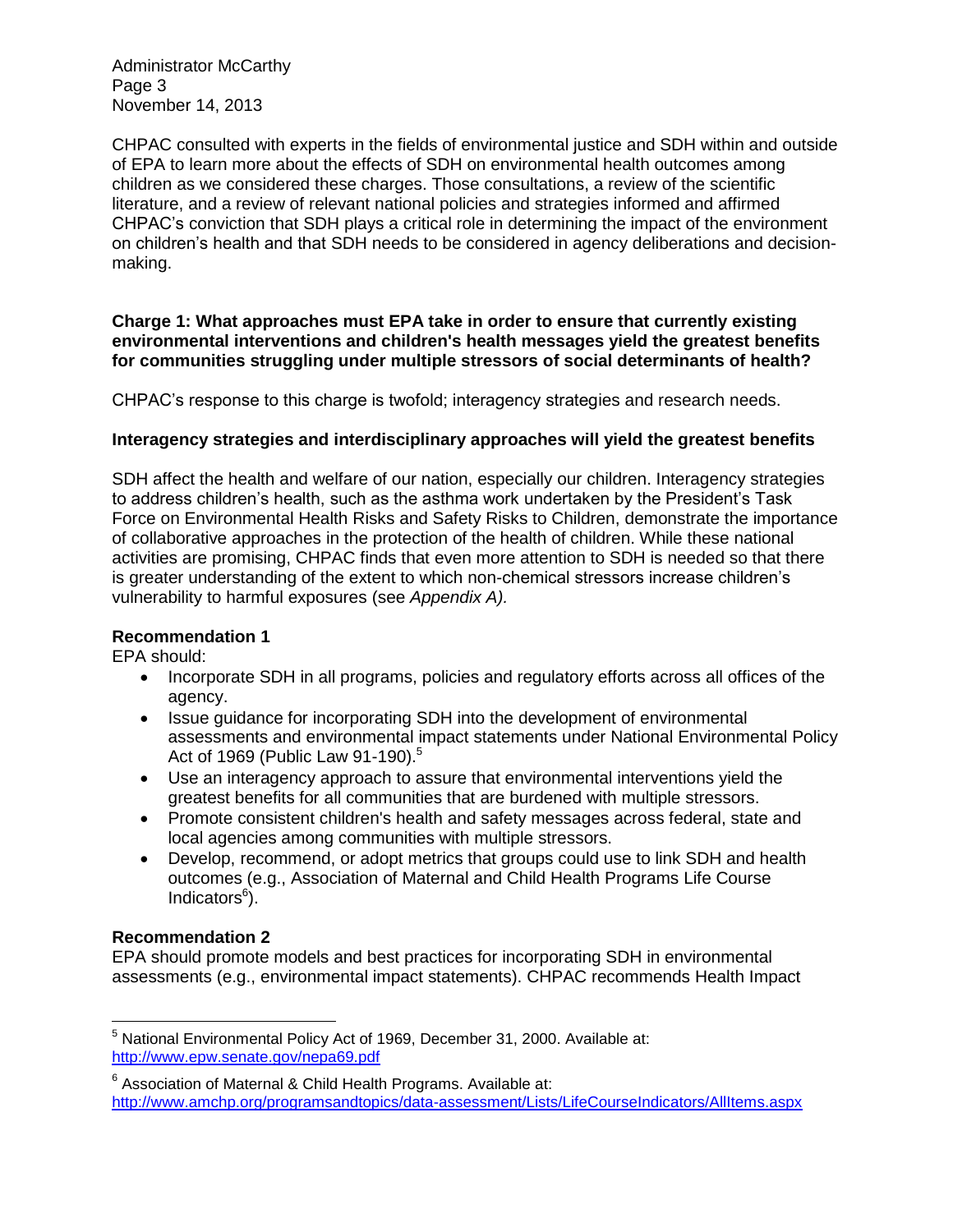CHPAC consulted with experts in the fields of environmental justice and SDH within and outside of EPA to learn more about the effects of SDH on environmental health outcomes among children as we considered these charges. Those consultations, a review of the scientific literature, and a review of relevant national policies and strategies informed and affirmed CHPAC's conviction that SDH plays a critical role in determining the impact of the environment on children's health and that SDH needs to be considered in agency deliberations and decision-making.

**Charge 1: What approaches must EPA take in order to ensure that currently existing environmental interventions and children's health messages yield the greatest benefits for communities struggling under multiple stressors of social determinants of health?**

CHPAC's response to this charge is twofold; interagency strategies and research needs.

**Interagency strategies and interdisciplinary approaches will yield the greatest benefits**

SDH affect the health and welfare of our nation, especially our children. Interagency strategies to address children's health, such as the asthma work undertaken by the President's Task Force on Environmental Health Risks and Safety Risks to Children, demonstrate the importance of collaborative approaches in the protection of the health of children. While these national activities are promising, CHPAC finds that even more attention to SDH is needed so that there is greater understanding of the extent to which non-chemical stressors increase children's vulnerability to harmful exposures (see *Appendix A).*

**Recommendation 1**

EPA should:

- Incorporate SDH in all programs, policies and regulatory efforts across all offices of the agency.
- Issue guidance for incorporating SDH into the development of environmental assessments and environmental impact statements under National Environmental Policy Act of 1969 (Public Law 91-190).[5]
- Use an interagency approach to assure that environmental interventions yield the greatest benefits for all communities that are burdened with multiple stressors.
- Promote consistent children's health and safety messages across federal, state and local agencies among communities with multiple stressors.
- Develop, recommend, or adopt metrics that groups could use to link SDH and health outcomes (e.g., Association of Maternal and Child Health Programs Life Course Indicators[6]).

**Recommendation 2**

EPA should promote models and best practices for incorporating SDH in environmental assessments (e.g., environmental impact statements). CHPAC recommends Health Impact

---

[5] National Environmental Policy Act of 1969, December 31, 2000. Available at: http://www.epw.senate.gov/nepa69.pdf

[6] Association of Maternal & Child Health Programs. Available at: http://www.amchp.org/programsandtopics/data-assessment/Lists/LifeCourseIndicators/AllItems.aspx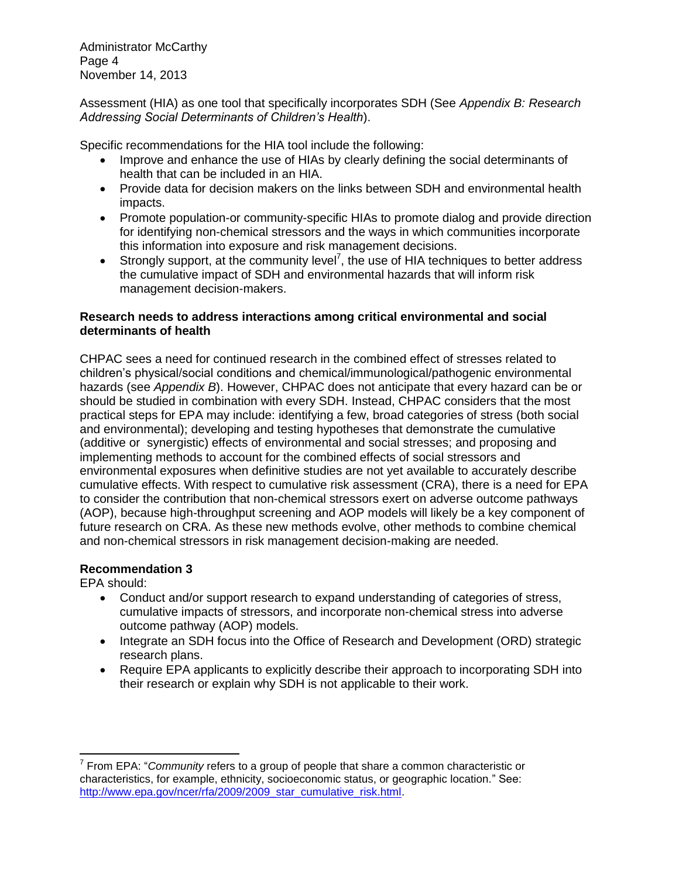Assessment (HIA) as one tool that specifically incorporates SDH (See *Appendix B: Research Addressing Social Determinants of Children's Health*).

Specific recommendations for the HIA tool include the following:

- Improve and enhance the use of HIAs by clearly defining the social determinants of health that can be included in an HIA.
- Provide data for decision makers on the links between SDH and environmental health impacts.
- Promote population-or community-specific HIAs to promote dialog and provide direction for identifying non-chemical stressors and the ways in which communities incorporate this information into exposure and risk management decisions.
- Strongly support, at the community level[7], the use of HIA techniques to better address the cumulative impact of SDH and environmental hazards that will inform risk management decision-makers.

**Research needs to address interactions among critical environmental and social determinants of health**

CHPAC sees a need for continued research in the combined effect of stresses related to children's physical/social conditions and chemical/immunological/pathogenic environmental hazards (see *Appendix B*). However, CHPAC does not anticipate that every hazard can be or should be studied in combination with every SDH. Instead, CHPAC considers that the most practical steps for EPA may include: identifying a few, broad categories of stress (both social and environmental); developing and testing hypotheses that demonstrate the cumulative (additive or synergistic) effects of environmental and social stresses; and proposing and implementing methods to account for the combined effects of social stressors and environmental exposures when definitive studies are not yet available to accurately describe cumulative effects. With respect to cumulative risk assessment (CRA), there is a need for EPA to consider the contribution that non-chemical stressors exert on adverse outcome pathways (AOP), because high-throughput screening and AOP models will likely be a key component of future research on CRA. As these new methods evolve, other methods to combine chemical and non-chemical stressors in risk management decision-making are needed.

**Recommendation 3**

EPA should:

- Conduct and/or support research to expand understanding of categories of stress, cumulative impacts of stressors, and incorporate non-chemical stress into adverse outcome pathway (AOP) models.
- Integrate an SDH focus into the Office of Research and Development (ORD) strategic research plans.
- Require EPA applicants to explicitly describe their approach to incorporating SDH into their research or explain why SDH is not applicable to their work.

---

[7] From EPA: "*Community* refers to a group of people that share a common characteristic or characteristics, for example, ethnicity, socioeconomic status, or geographic location." See: http://www.epa.gov/ncer/rfa/2009/2009_star_cumulative_risk.html.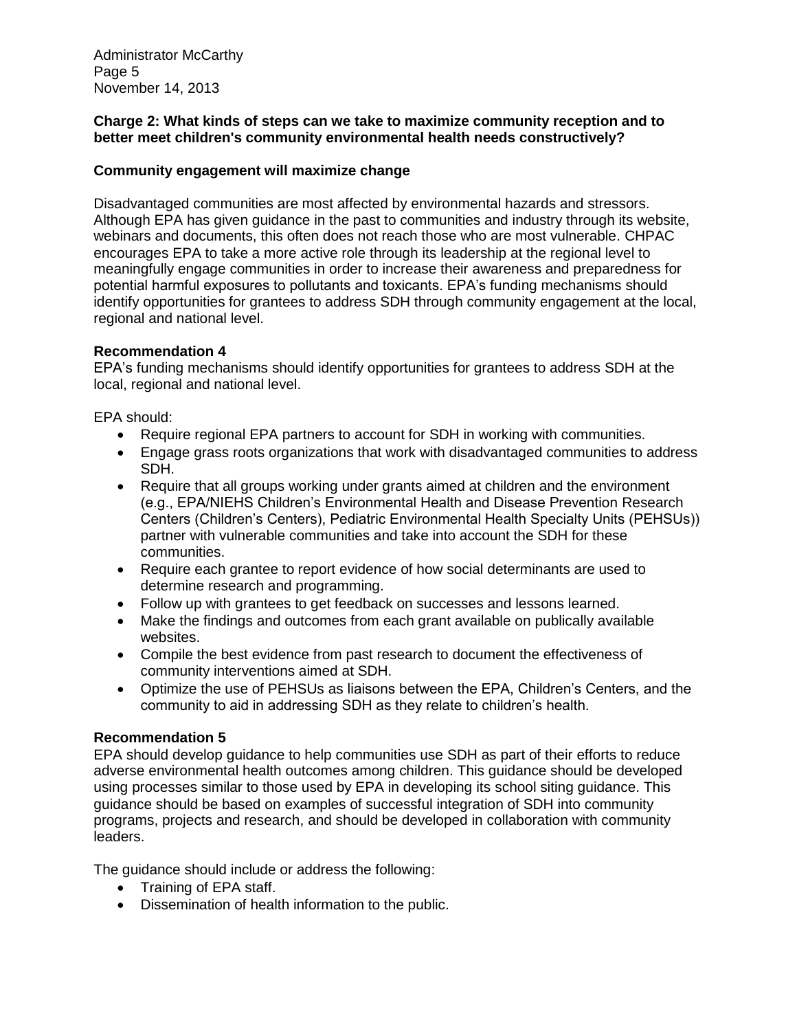**Charge 2: What kinds of steps can we take to maximize community reception and to better meet children's community environmental health needs constructively?**

**Community engagement will maximize change**

Disadvantaged communities are most affected by environmental hazards and stressors. Although EPA has given guidance in the past to communities and industry through its website, webinars and documents, this often does not reach those who are most vulnerable. CHPAC encourages EPA to take a more active role through its leadership at the regional level to meaningfully engage communities in order to increase their awareness and preparedness for potential harmful exposures to pollutants and toxicants. EPA's funding mechanisms should identify opportunities for grantees to address SDH through community engagement at the local, regional and national level.

**Recommendation 4**

EPA's funding mechanisms should identify opportunities for grantees to address SDH at the local, regional and national level.

EPA should:

- Require regional EPA partners to account for SDH in working with communities.
- Engage grass roots organizations that work with disadvantaged communities to address SDH.
- Require that all groups working under grants aimed at children and the environment (e.g., EPA/NIEHS Children's Environmental Health and Disease Prevention Research Centers (Children's Centers), Pediatric Environmental Health Specialty Units (PEHSUs)) partner with vulnerable communities and take into account the SDH for these communities.
- Require each grantee to report evidence of how social determinants are used to determine research and programming.
- Follow up with grantees to get feedback on successes and lessons learned.
- Make the findings and outcomes from each grant available on publically available websites.
- Compile the best evidence from past research to document the effectiveness of community interventions aimed at SDH.
- Optimize the use of PEHSUs as liaisons between the EPA, Children's Centers, and the community to aid in addressing SDH as they relate to children's health.

**Recommendation 5**

EPA should develop guidance to help communities use SDH as part of their efforts to reduce adverse environmental health outcomes among children. This guidance should be developed using processes similar to those used by EPA in developing its school siting guidance. This guidance should be based on examples of successful integration of SDH into community programs, projects and research, and should be developed in collaboration with community leaders.

The guidance should include or address the following:

- Training of EPA staff.
- Dissemination of health information to the public.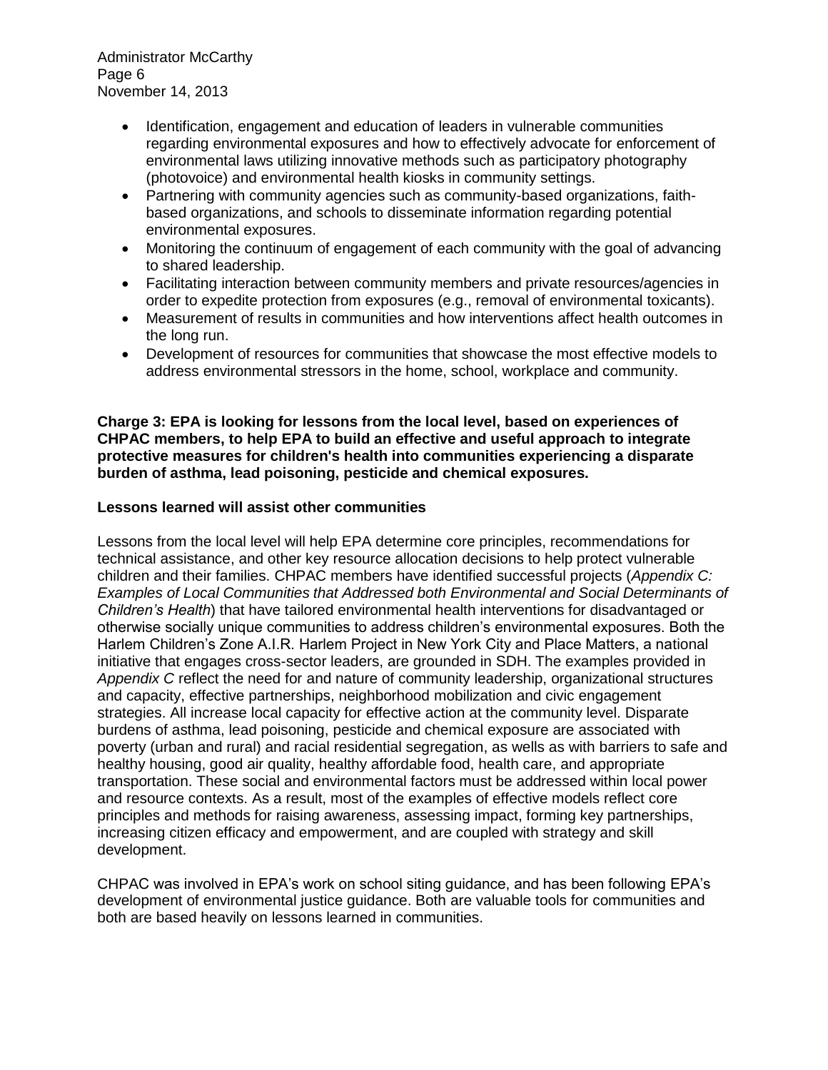- Identification, engagement and education of leaders in vulnerable communities regarding environmental exposures and how to effectively advocate for enforcement of environmental laws utilizing innovative methods such as participatory photography (photovoice) and environmental health kiosks in community settings.
- Partnering with community agencies such as community-based organizations, faith-based organizations, and schools to disseminate information regarding potential environmental exposures.
- Monitoring the continuum of engagement of each community with the goal of advancing to shared leadership.
- Facilitating interaction between community members and private resources/agencies in order to expedite protection from exposures (e.g., removal of environmental toxicants).
- Measurement of results in communities and how interventions affect health outcomes in the long run.
- Development of resources for communities that showcase the most effective models to address environmental stressors in the home, school, workplace and community.

**Charge 3: EPA is looking for lessons from the local level, based on experiences of CHPAC members, to help EPA to build an effective and useful approach to integrate protective measures for children's health into communities experiencing a disparate burden of asthma, lead poisoning, pesticide and chemical exposures.**

**Lessons learned will assist other communities**

Lessons from the local level will help EPA determine core principles, recommendations for technical assistance, and other key resource allocation decisions to help protect vulnerable children and their families. CHPAC members have identified successful projects (*Appendix C: Examples of Local Communities that Addressed both Environmental and Social Determinants of Children's Health*) that have tailored environmental health interventions for disadvantaged or otherwise socially unique communities to address children's environmental exposures. Both the Harlem Children's Zone A.I.R. Harlem Project in New York City and Place Matters, a national initiative that engages cross-sector leaders, are grounded in SDH. The examples provided in *Appendix C* reflect the need for and nature of community leadership, organizational structures and capacity, effective partnerships, neighborhood mobilization and civic engagement strategies. All increase local capacity for effective action at the community level. Disparate burdens of asthma, lead poisoning, pesticide and chemical exposure are associated with poverty (urban and rural) and racial residential segregation, as wells as with barriers to safe and healthy housing, good air quality, healthy affordable food, health care, and appropriate transportation. These social and environmental factors must be addressed within local power and resource contexts. As a result, most of the examples of effective models reflect core principles and methods for raising awareness, assessing impact, forming key partnerships, increasing citizen efficacy and empowerment, and are coupled with strategy and skill development.

CHPAC was involved in EPA's work on school siting guidance, and has been following EPA's development of environmental justice guidance. Both are valuable tools for communities and both are based heavily on lessons learned in communities.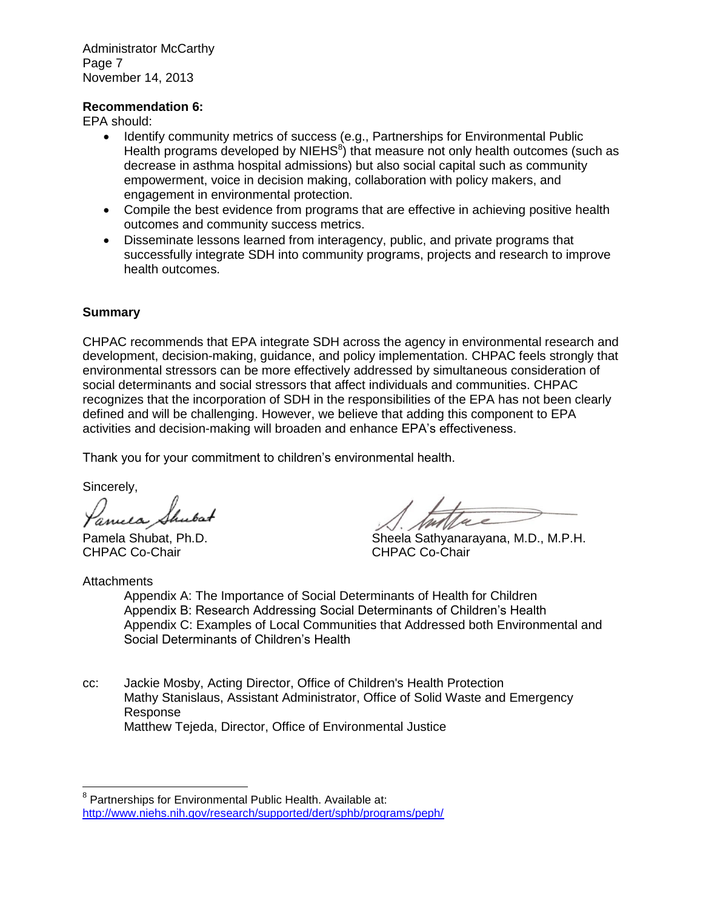**Recommendation 6:**

EPA should:

- Identify community metrics of success (e.g., Partnerships for Environmental Public Health programs developed by NIEHS[8]) that measure not only health outcomes (such as decrease in asthma hospital admissions) but also social capital such as community empowerment, voice in decision making, collaboration with policy makers, and engagement in environmental protection.
- Compile the best evidence from programs that are effective in achieving positive health outcomes and community success metrics.
- Disseminate lessons learned from interagency, public, and private programs that successfully integrate SDH into community programs, projects and research to improve health outcomes.

**Summary**

CHPAC recommends that EPA integrate SDH across the agency in environmental research and development, decision-making, guidance, and policy implementation. CHPAC feels strongly that environmental stressors can be more effectively addressed by simultaneous consideration of social determinants and social stressors that affect individuals and communities. CHPAC recognizes that the incorporation of SDH in the responsibilities of the EPA has not been clearly defined and will be challenging. However, we believe that adding this component to EPA activities and decision-making will broaden and enhance EPA's effectiveness.

Thank you for your commitment to children's environmental health.

Sincerely,

Pamela Shubat, Ph.D.
CHPAC Co-Chair

Sheela Sathyanarayana, M.D., M.P.H.
CHPAC Co-Chair

Attachments

Appendix A: The Importance of Social Determinants of Health for Children
Appendix B: Research Addressing Social Determinants of Children's Health
Appendix C: Examples of Local Communities that Addressed both Environmental and Social Determinants of Children's Health

cc: Jackie Mosby, Acting Director, Office of Children's Health Protection
Mathy Stanislaus, Assistant Administrator, Office of Solid Waste and Emergency Response
Matthew Tejeda, Director, Office of Environmental Justice

---

[8] Partnerships for Environmental Public Health. Available at: http://www.niehs.nih.gov/research/supported/dert/sphb/programs/peph/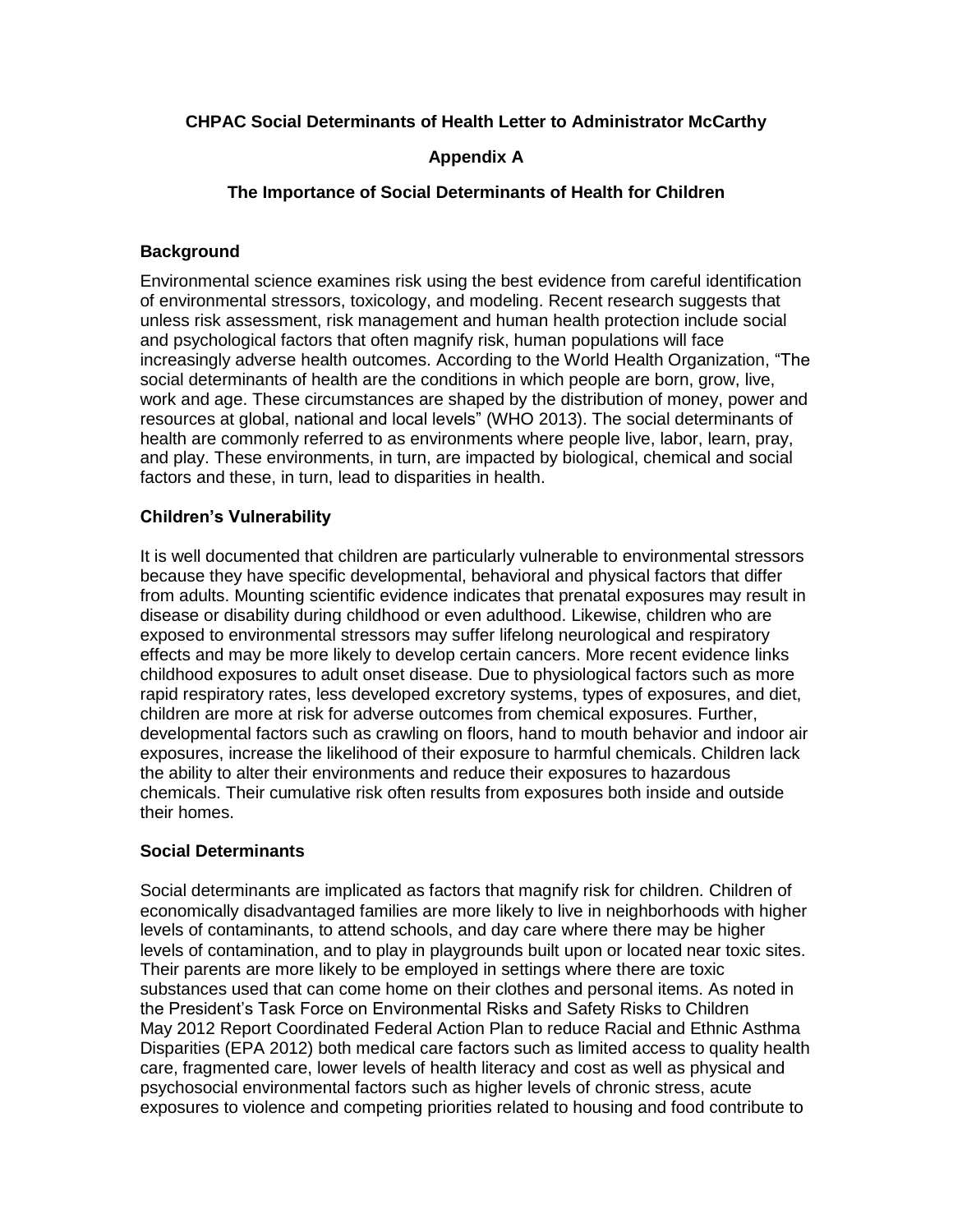**CHPAC Social Determinants of Health Letter to Administrator McCarthy**

**Appendix A**

**The Importance of Social Determinants of Health for Children**

## Background

Environmental science examines risk using the best evidence from careful identification of environmental stressors, toxicology, and modeling. Recent research suggests that unless risk assessment, risk management and human health protection include social and psychological factors that often magnify risk, human populations will face increasingly adverse health outcomes. According to the World Health Organization, "The social determinants of health are the conditions in which people are born, grow, live, work and age. These circumstances are shaped by the distribution of money, power and resources at global, national and local levels" (WHO 2013). The social determinants of health are commonly referred to as environments where people live, labor, learn, pray, and play. These environments, in turn, are impacted by biological, chemical and social factors and these, in turn, lead to disparities in health.

## Children's Vulnerability

It is well documented that children are particularly vulnerable to environmental stressors because they have specific developmental, behavioral and physical factors that differ from adults. Mounting scientific evidence indicates that prenatal exposures may result in disease or disability during childhood or even adulthood. Likewise, children who are exposed to environmental stressors may suffer lifelong neurological and respiratory effects and may be more likely to develop certain cancers. More recent evidence links childhood exposures to adult onset disease. Due to physiological factors such as more rapid respiratory rates, less developed excretory systems, types of exposures, and diet, children are more at risk for adverse outcomes from chemical exposures. Further, developmental factors such as crawling on floors, hand to mouth behavior and indoor air exposures, increase the likelihood of their exposure to harmful chemicals. Children lack the ability to alter their environments and reduce their exposures to hazardous chemicals. Their cumulative risk often results from exposures both inside and outside their homes.

## Social Determinants

Social determinants are implicated as factors that magnify risk for children. Children of economically disadvantaged families are more likely to live in neighborhoods with higher levels of contaminants, to attend schools, and day care where there may be higher levels of contamination, and to play in playgrounds built upon or located near toxic sites. Their parents are more likely to be employed in settings where there are toxic substances used that can come home on their clothes and personal items. As noted in the President's Task Force on Environmental Risks and Safety Risks to Children May 2012 Report Coordinated Federal Action Plan to reduce Racial and Ethnic Asthma Disparities (EPA 2012) both medical care factors such as limited access to quality health care, fragmented care, lower levels of health literacy and cost as well as physical and psychosocial environmental factors such as higher levels of chronic stress, acute exposures to violence and competing priorities related to housing and food contribute to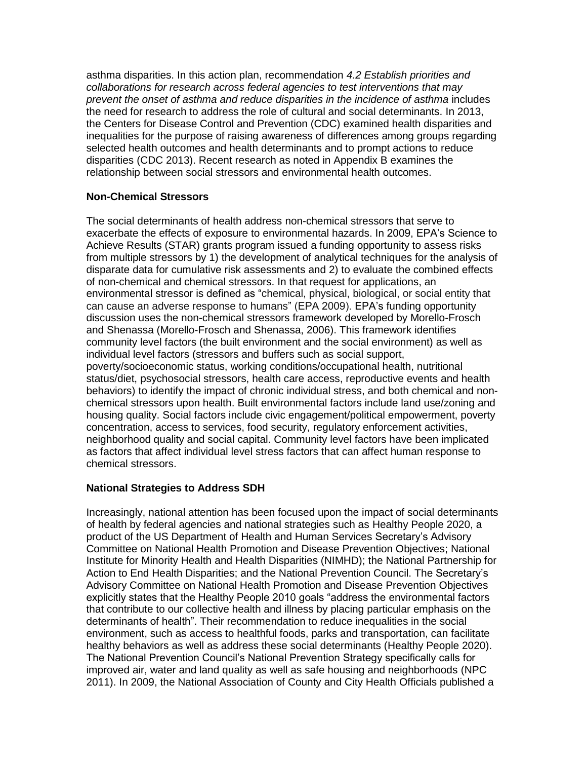asthma disparities. In this action plan, recommendation *4.2 Establish priorities and collaborations for research across federal agencies to test interventions that may prevent the onset of asthma and reduce disparities in the incidence of asthma* includes the need for research to address the role of cultural and social determinants. In 2013, the Centers for Disease Control and Prevention (CDC) examined health disparities and inequalities for the purpose of raising awareness of differences among groups regarding selected health outcomes and health determinants and to prompt actions to reduce disparities (CDC 2013). Recent research as noted in Appendix B examines the relationship between social stressors and environmental health outcomes.

**Non-Chemical Stressors**

The social determinants of health address non-chemical stressors that serve to exacerbate the effects of exposure to environmental hazards. In 2009, EPA's Science to Achieve Results (STAR) grants program issued a funding opportunity to assess risks from multiple stressors by 1) the development of analytical techniques for the analysis of disparate data for cumulative risk assessments and 2) to evaluate the combined effects of non-chemical and chemical stressors. In that request for applications, an environmental stressor is defined as "chemical, physical, biological, or social entity that can cause an adverse response to humans" (EPA 2009). EPA's funding opportunity discussion uses the non-chemical stressors framework developed by Morello-Frosch and Shenassa (Morello-Frosch and Shenassa, 2006). This framework identifies community level factors (the built environment and the social environment) as well as individual level factors (stressors and buffers such as social support, poverty/socioeconomic status, working conditions/occupational health, nutritional status/diet, psychosocial stressors, health care access, reproductive events and health behaviors) to identify the impact of chronic individual stress, and both chemical and non-chemical stressors upon health. Built environmental factors include land use/zoning and housing quality. Social factors include civic engagement/political empowerment, poverty concentration, access to services, food security, regulatory enforcement activities, neighborhood quality and social capital. Community level factors have been implicated as factors that affect individual level stress factors that can affect human response to chemical stressors.

**National Strategies to Address SDH**

Increasingly, national attention has been focused upon the impact of social determinants of health by federal agencies and national strategies such as Healthy People 2020, a product of the US Department of Health and Human Services Secretary's Advisory Committee on National Health Promotion and Disease Prevention Objectives; National Institute for Minority Health and Health Disparities (NIMHD); the National Partnership for Action to End Health Disparities; and the National Prevention Council. The Secretary's Advisory Committee on National Health Promotion and Disease Prevention Objectives explicitly states that the Healthy People 2010 goals "address the environmental factors that contribute to our collective health and illness by placing particular emphasis on the determinants of health". Their recommendation to reduce inequalities in the social environment, such as access to healthful foods, parks and transportation, can facilitate healthy behaviors as well as address these social determinants (Healthy People 2020). The National Prevention Council's National Prevention Strategy specifically calls for improved air, water and land quality as well as safe housing and neighborhoods (NPC 2011). In 2009, the National Association of County and City Health Officials published a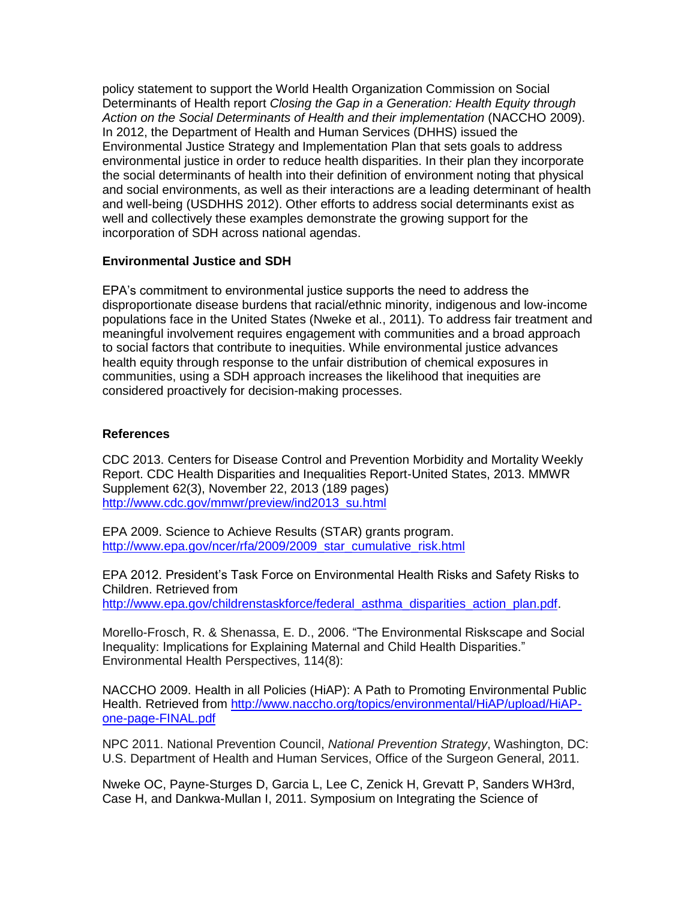policy statement to support the World Health Organization Commission on Social Determinants of Health report *Closing the Gap in a Generation: Health Equity through Action on the Social Determinants of Health and their implementation* (NACCHO 2009). In 2012, the Department of Health and Human Services (DHHS) issued the Environmental Justice Strategy and Implementation Plan that sets goals to address environmental justice in order to reduce health disparities. In their plan they incorporate the social determinants of health into their definition of environment noting that physical and social environments, as well as their interactions are a leading determinant of health and well-being (USDHHS 2012). Other efforts to address social determinants exist as well and collectively these examples demonstrate the growing support for the incorporation of SDH across national agendas.

**Environmental Justice and SDH**

EPA's commitment to environmental justice supports the need to address the disproportionate disease burdens that racial/ethnic minority, indigenous and low-income populations face in the United States (Nweke et al., 2011). To address fair treatment and meaningful involvement requires engagement with communities and a broad approach to social factors that contribute to inequities. While environmental justice advances health equity through response to the unfair distribution of chemical exposures in communities, using a SDH approach increases the likelihood that inequities are considered proactively for decision-making processes.

**References**

CDC 2013. Centers for Disease Control and Prevention Morbidity and Mortality Weekly Report. CDC Health Disparities and Inequalities Report-United States, 2013. MMWR Supplement 62(3), November 22, 2013 (189 pages) http://www.cdc.gov/mmwr/preview/ind2013_su.html

EPA 2009. Science to Achieve Results (STAR) grants program. http://www.epa.gov/ncer/rfa/2009/2009_star_cumulative_risk.html

EPA 2012. President's Task Force on Environmental Health Risks and Safety Risks to Children. Retrieved from http://www.epa.gov/childrenstaskforce/federal_asthma_disparities_action_plan.pdf.

Morello-Frosch, R. & Shenassa, E. D., 2006. "The Environmental Riskscape and Social Inequality: Implications for Explaining Maternal and Child Health Disparities." Environmental Health Perspectives, 114(8):

NACCHO 2009. Health in all Policies (HiAP): A Path to Promoting Environmental Public Health. Retrieved from http://www.naccho.org/topics/environmental/HiAP/upload/HiAP-one-page-FINAL.pdf

NPC 2011. National Prevention Council, *National Prevention Strategy*, Washington, DC: U.S. Department of Health and Human Services, Office of the Surgeon General, 2011.

Nweke OC, Payne-Sturges D, Garcia L, Lee C, Zenick H, Grevatt P, Sanders WH3rd, Case H, and Dankwa-Mullan I, 2011. Symposium on Integrating the Science of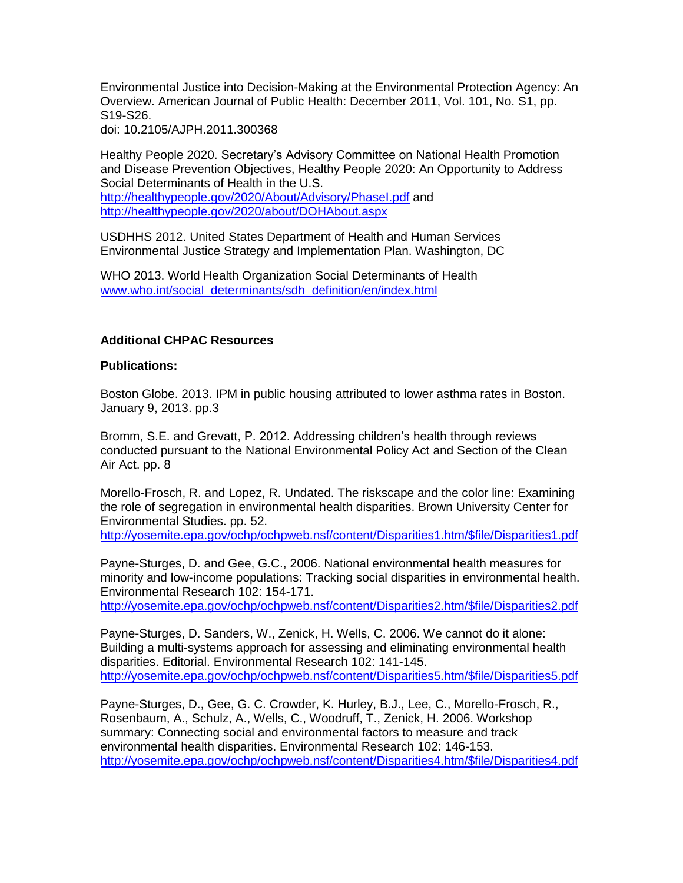Environmental Justice into Decision-Making at the Environmental Protection Agency: An Overview. American Journal of Public Health: December 2011, Vol. 101, No. S1, pp. S19-S26.
doi: 10.2105/AJPH.2011.300368

Healthy People 2020. Secretary's Advisory Committee on National Health Promotion and Disease Prevention Objectives, Healthy People 2020: An Opportunity to Address Social Determinants of Health in the U.S.
http://healthypeople.gov/2020/About/Advisory/PhaseI.pdf and
http://healthypeople.gov/2020/about/DOHAbout.aspx

USDHHS 2012. United States Department of Health and Human Services Environmental Justice Strategy and Implementation Plan. Washington, DC

WHO 2013. World Health Organization Social Determinants of Health
www.who.int/social_determinants/sdh_definition/en/index.html

**Additional CHPAC Resources**

**Publications:**

Boston Globe. 2013. IPM in public housing attributed to lower asthma rates in Boston. January 9, 2013. pp.3

Bromm, S.E. and Grevatt, P. 2012. Addressing children's health through reviews conducted pursuant to the National Environmental Policy Act and Section of the Clean Air Act. pp. 8

Morello-Frosch, R. and Lopez, R. Undated. The riskscape and the color line: Examining the role of segregation in environmental health disparities. Brown University Center for Environmental Studies. pp. 52.
http://yosemite.epa.gov/ochp/ochpweb.nsf/content/Disparities1.htm/$file/Disparities1.pdf

Payne-Sturges, D. and Gee, G.C., 2006. National environmental health measures for minority and low-income populations: Tracking social disparities in environmental health. Environmental Research 102: 154-171.
http://yosemite.epa.gov/ochp/ochpweb.nsf/content/Disparities2.htm/$file/Disparities2.pdf

Payne-Sturges, D. Sanders, W., Zenick, H. Wells, C. 2006. We cannot do it alone: Building a multi-systems approach for assessing and eliminating environmental health disparities. Editorial. Environmental Research 102: 141-145.
http://yosemite.epa.gov/ochp/ochpweb.nsf/content/Disparities5.htm/$file/Disparities5.pdf

Payne-Sturges, D., Gee, G. C. Crowder, K. Hurley, B.J., Lee, C., Morello-Frosch, R., Rosenbaum, A., Schulz, A., Wells, C., Woodruff, T., Zenick, H. 2006. Workshop summary: Connecting social and environmental factors to measure and track environmental health disparities. Environmental Research 102: 146-153.
http://yosemite.epa.gov/ochp/ochpweb.nsf/content/Disparities4.htm/$file/Disparities4.pdf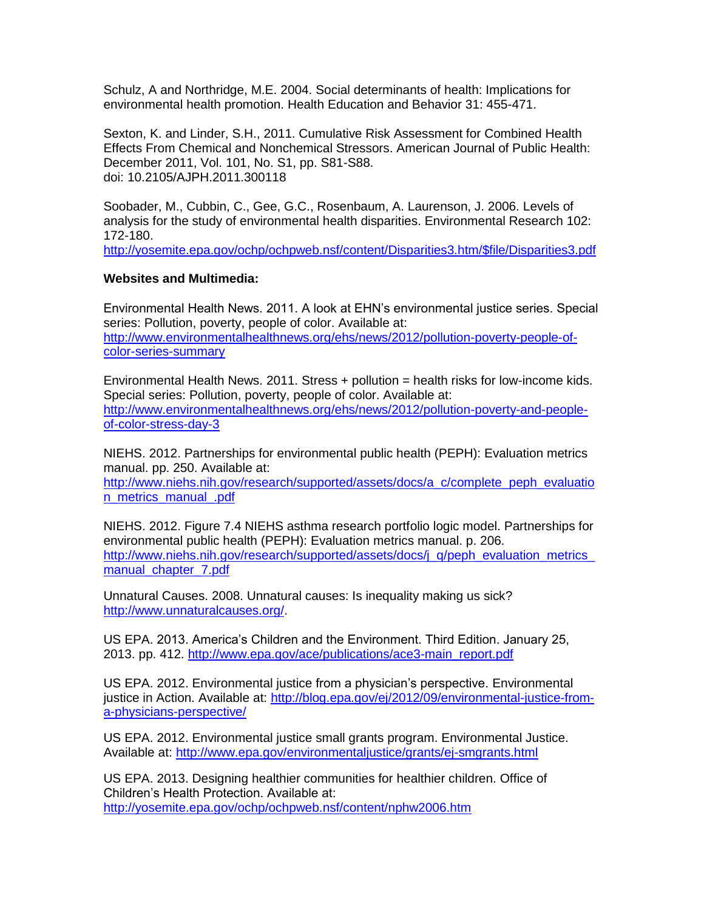Schulz, A and Northridge, M.E. 2004. Social determinants of health: Implications for environmental health promotion. Health Education and Behavior 31: 455-471.

Sexton, K. and Linder, S.H., 2011. Cumulative Risk Assessment for Combined Health Effects From Chemical and Nonchemical Stressors. American Journal of Public Health: December 2011, Vol. 101, No. S1, pp. S81-S88.
doi: 10.2105/AJPH.2011.300118

Soobader, M., Cubbin, C., Gee, G.C., Rosenbaum, A. Laurenson, J. 2006. Levels of analysis for the study of environmental health disparities. Environmental Research 102: 172-180.
http://yosemite.epa.gov/ochp/ochpweb.nsf/content/Disparities3.htm/$file/Disparities3.pdf

**Websites and Multimedia:**

Environmental Health News. 2011. A look at EHN's environmental justice series. Special series: Pollution, poverty, people of color. Available at: http://www.environmentalhealthnews.org/ehs/news/2012/pollution-poverty-people-of-color-series-summary

Environmental Health News. 2011. Stress + pollution = health risks for low-income kids. Special series: Pollution, poverty, people of color. Available at: http://www.environmentalhealthnews.org/ehs/news/2012/pollution-poverty-and-people-of-color-stress-day-3

NIEHS. 2012. Partnerships for environmental public health (PEPH): Evaluation metrics manual. pp. 250. Available at: http://www.niehs.nih.gov/research/supported/assets/docs/a_c/complete_peph_evaluation_metrics_manual_.pdf

NIEHS. 2012. Figure 7.4 NIEHS asthma research portfolio logic model. Partnerships for environmental public health (PEPH): Evaluation metrics manual. p. 206. http://www.niehs.nih.gov/research/supported/assets/docs/j_q/peph_evaluation_metrics_manual_chapter_7.pdf

Unnatural Causes. 2008. Unnatural causes: Is inequality making us sick? http://www.unnaturalcauses.org/.

US EPA. 2013. America's Children and the Environment. Third Edition. January 25, 2013. pp. 412. http://www.epa.gov/ace/publications/ace3-main_report.pdf

US EPA. 2012. Environmental justice from a physician's perspective. Environmental justice in Action. Available at: http://blog.epa.gov/ej/2012/09/environmental-justice-from-a-physicians-perspective/

US EPA. 2012. Environmental justice small grants program. Environmental Justice. Available at: http://www.epa.gov/environmentaljustice/grants/ej-smgrants.html

US EPA. 2013. Designing healthier communities for healthier children. Office of Children's Health Protection. Available at: http://yosemite.epa.gov/ochp/ochpweb.nsf/content/nphw2006.htm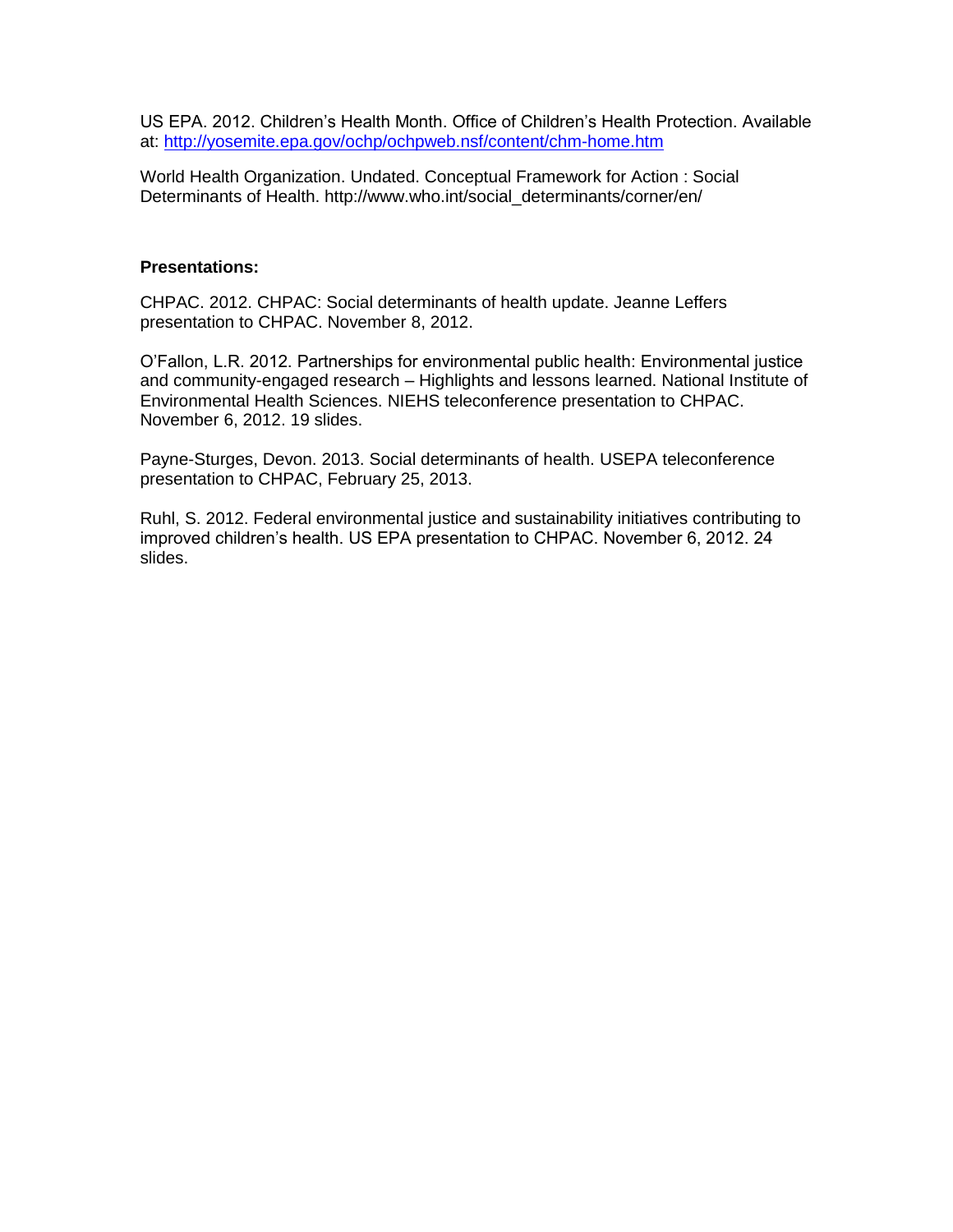US EPA. 2012. Children's Health Month. Office of Children's Health Protection. Available at: [http://yosemite.epa.gov/ochp/ochpweb.nsf/content/chm-home.htm](http://yosemite.epa.gov/ochp/ochpweb.nsf/content/chm-home.htm)

World Health Organization. Undated. Conceptual Framework for Action : Social Determinants of Health. http://www.who.int/social_determinants/corner/en/

**Presentations:**

CHPAC. 2012. CHPAC: Social determinants of health update. Jeanne Leffers presentation to CHPAC. November 8, 2012.

O'Fallon, L.R. 2012. Partnerships for environmental public health: Environmental justice and community-engaged research – Highlights and lessons learned. National Institute of Environmental Health Sciences. NIEHS teleconference presentation to CHPAC. November 6, 2012. 19 slides.

Payne-Sturges, Devon. 2013. Social determinants of health. USEPA teleconference presentation to CHPAC, February 25, 2013.

Ruhl, S. 2012. Federal environmental justice and sustainability initiatives contributing to improved children's health. US EPA presentation to CHPAC. November 6, 2012. 24 slides.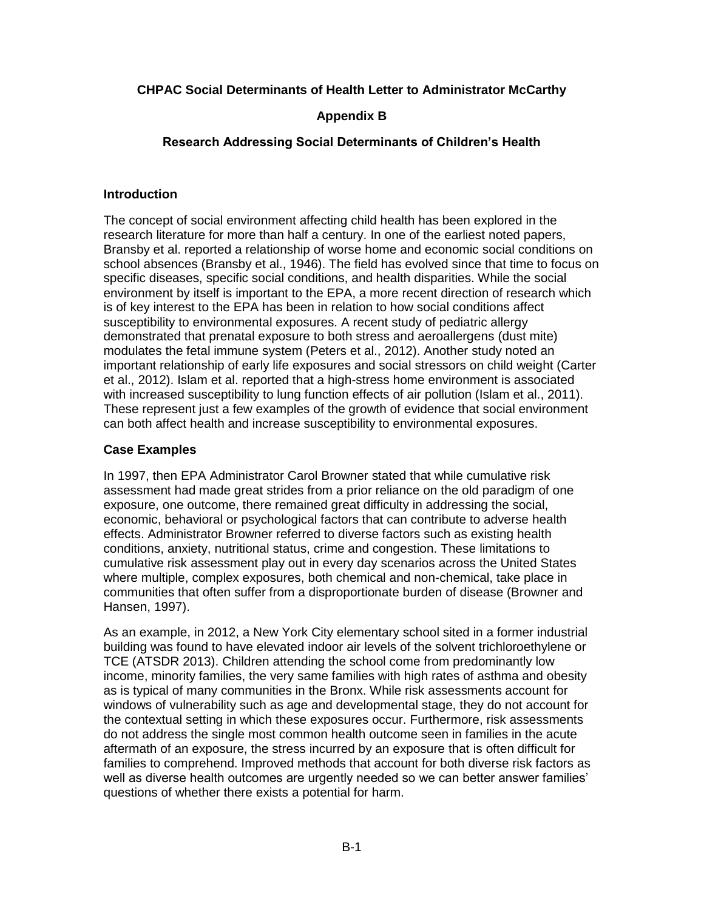**CHPAC Social Determinants of Health Letter to Administrator McCarthy**

**Appendix B**

**Research Addressing Social Determinants of Children's Health**

### Introduction

The concept of social environment affecting child health has been explored in the research literature for more than half a century. In one of the earliest noted papers, Bransby et al. reported a relationship of worse home and economic social conditions on school absences (Bransby et al., 1946). The field has evolved since that time to focus on specific diseases, specific social conditions, and health disparities. While the social environment by itself is important to the EPA, a more recent direction of research which is of key interest to the EPA has been in relation to how social conditions affect susceptibility to environmental exposures. A recent study of pediatric allergy demonstrated that prenatal exposure to both stress and aeroallergens (dust mite) modulates the fetal immune system (Peters et al., 2012). Another study noted an important relationship of early life exposures and social stressors on child weight (Carter et al., 2012). Islam et al. reported that a high-stress home environment is associated with increased susceptibility to lung function effects of air pollution (Islam et al., 2011). These represent just a few examples of the growth of evidence that social environment can both affect health and increase susceptibility to environmental exposures.

### Case Examples

In 1997, then EPA Administrator Carol Browner stated that while cumulative risk assessment had made great strides from a prior reliance on the old paradigm of one exposure, one outcome, there remained great difficulty in addressing the social, economic, behavioral or psychological factors that can contribute to adverse health effects. Administrator Browner referred to diverse factors such as existing health conditions, anxiety, nutritional status, crime and congestion. These limitations to cumulative risk assessment play out in every day scenarios across the United States where multiple, complex exposures, both chemical and non-chemical, take place in communities that often suffer from a disproportionate burden of disease (Browner and Hansen, 1997).

As an example, in 2012, a New York City elementary school sited in a former industrial building was found to have elevated indoor air levels of the solvent trichloroethylene or TCE (ATSDR 2013). Children attending the school come from predominantly low income, minority families, the very same families with high rates of asthma and obesity as is typical of many communities in the Bronx. While risk assessments account for windows of vulnerability such as age and developmental stage, they do not account for the contextual setting in which these exposures occur. Furthermore, risk assessments do not address the single most common health outcome seen in families in the acute aftermath of an exposure, the stress incurred by an exposure that is often difficult for families to comprehend. Improved methods that account for both diverse risk factors as well as diverse health outcomes are urgently needed so we can better answer families' questions of whether there exists a potential for harm.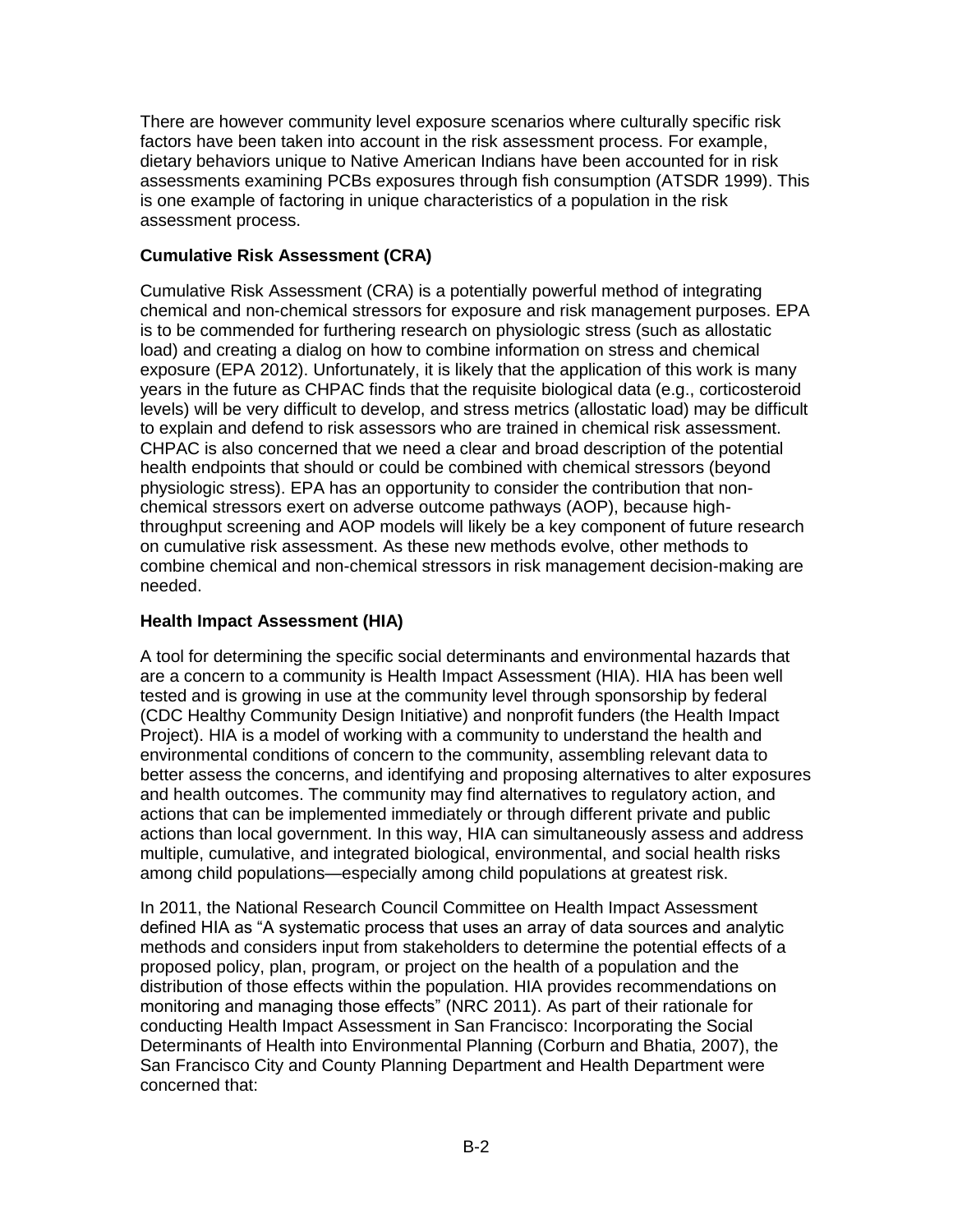There are however community level exposure scenarios where culturally specific risk factors have been taken into account in the risk assessment process. For example, dietary behaviors unique to Native American Indians have been accounted for in risk assessments examining PCBs exposures through fish consumption (ATSDR 1999). This is one example of factoring in unique characteristics of a population in the risk assessment process.

**Cumulative Risk Assessment (CRA)**

Cumulative Risk Assessment (CRA) is a potentially powerful method of integrating chemical and non-chemical stressors for exposure and risk management purposes. EPA is to be commended for furthering research on physiologic stress (such as allostatic load) and creating a dialog on how to combine information on stress and chemical exposure (EPA 2012). Unfortunately, it is likely that the application of this work is many years in the future as CHPAC finds that the requisite biological data (e.g., corticosteroid levels) will be very difficult to develop, and stress metrics (allostatic load) may be difficult to explain and defend to risk assessors who are trained in chemical risk assessment. CHPAC is also concerned that we need a clear and broad description of the potential health endpoints that should or could be combined with chemical stressors (beyond physiologic stress). EPA has an opportunity to consider the contribution that non-chemical stressors exert on adverse outcome pathways (AOP), because high-throughput screening and AOP models will likely be a key component of future research on cumulative risk assessment. As these new methods evolve, other methods to combine chemical and non-chemical stressors in risk management decision-making are needed.

**Health Impact Assessment (HIA)**

A tool for determining the specific social determinants and environmental hazards that are a concern to a community is Health Impact Assessment (HIA). HIA has been well tested and is growing in use at the community level through sponsorship by federal (CDC Healthy Community Design Initiative) and nonprofit funders (the Health Impact Project). HIA is a model of working with a community to understand the health and environmental conditions of concern to the community, assembling relevant data to better assess the concerns, and identifying and proposing alternatives to alter exposures and health outcomes. The community may find alternatives to regulatory action, and actions that can be implemented immediately or through different private and public actions than local government. In this way, HIA can simultaneously assess and address multiple, cumulative, and integrated biological, environmental, and social health risks among child populations—especially among child populations at greatest risk.

In 2011, the National Research Council Committee on Health Impact Assessment defined HIA as "A systematic process that uses an array of data sources and analytic methods and considers input from stakeholders to determine the potential effects of a proposed policy, plan, program, or project on the health of a population and the distribution of those effects within the population. HIA provides recommendations on monitoring and managing those effects" (NRC 2011). As part of their rationale for conducting Health Impact Assessment in San Francisco: Incorporating the Social Determinants of Health into Environmental Planning (Corburn and Bhatia, 2007), the San Francisco City and County Planning Department and Health Department were concerned that: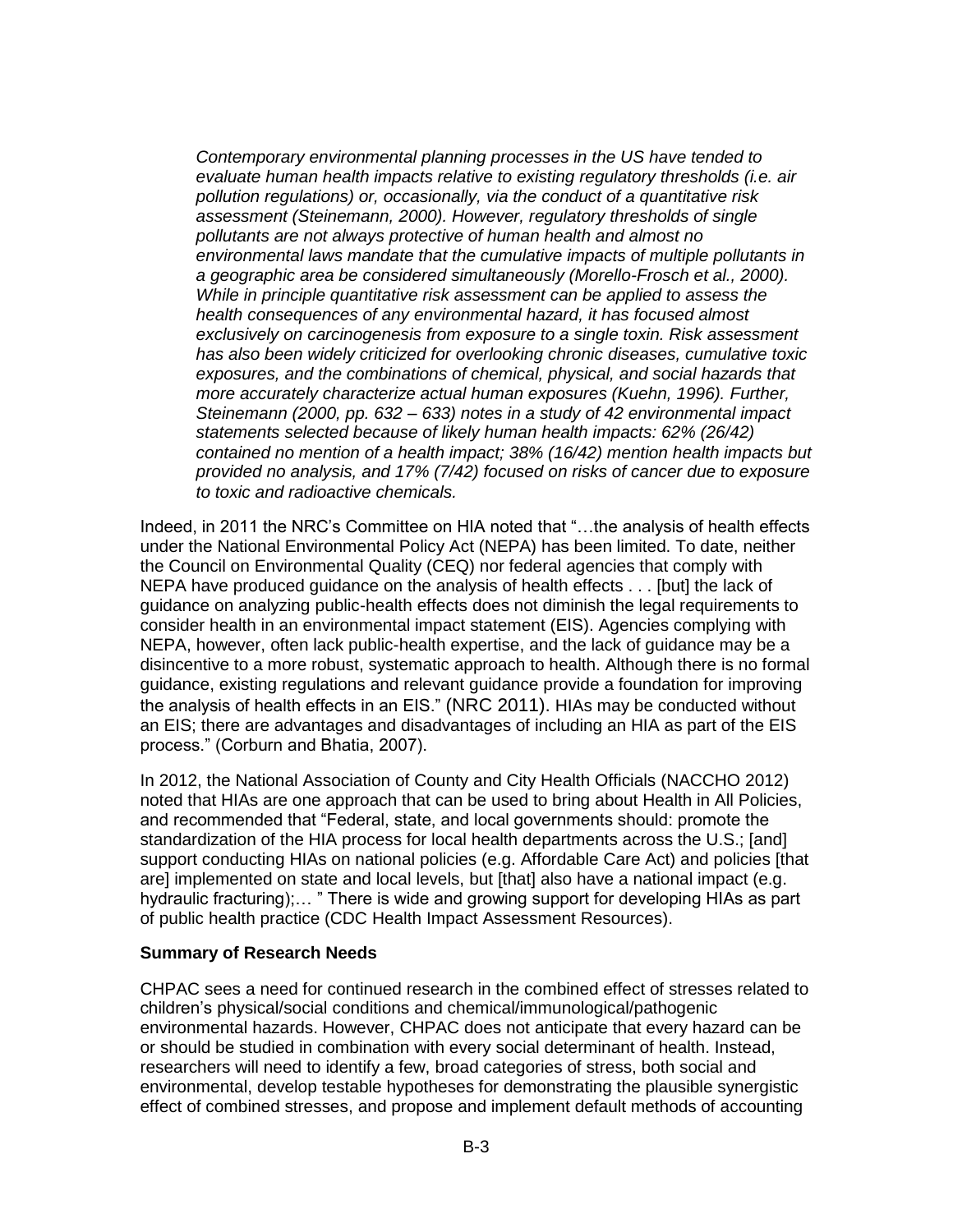> *Contemporary environmental planning processes in the US have tended to evaluate human health impacts relative to existing regulatory thresholds (i.e. air pollution regulations) or, occasionally, via the conduct of a quantitative risk assessment (Steinemann, 2000). However, regulatory thresholds of single pollutants are not always protective of human health and almost no environmental laws mandate that the cumulative impacts of multiple pollutants in a geographic area be considered simultaneously (Morello-Frosch et al., 2000). While in principle quantitative risk assessment can be applied to assess the health consequences of any environmental hazard, it has focused almost exclusively on carcinogenesis from exposure to a single toxin. Risk assessment has also been widely criticized for overlooking chronic diseases, cumulative toxic exposures, and the combinations of chemical, physical, and social hazards that more accurately characterize actual human exposures (Kuehn, 1996). Further, Steinemann (2000, pp. 632 – 633) notes in a study of 42 environmental impact statements selected because of likely human health impacts: 62% (26/42) contained no mention of a health impact; 38% (16/42) mention health impacts but provided no analysis, and 17% (7/42) focused on risks of cancer due to exposure to toxic and radioactive chemicals.*

Indeed, in 2011 the NRC's Committee on HIA noted that "…the analysis of health effects under the National Environmental Policy Act (NEPA) has been limited. To date, neither the Council on Environmental Quality (CEQ) nor federal agencies that comply with NEPA have produced guidance on the analysis of health effects . . . [but] the lack of guidance on analyzing public-health effects does not diminish the legal requirements to consider health in an environmental impact statement (EIS). Agencies complying with NEPA, however, often lack public-health expertise, and the lack of guidance may be a disincentive to a more robust, systematic approach to health. Although there is no formal guidance, existing regulations and relevant guidance provide a foundation for improving the analysis of health effects in an EIS." (NRC 2011). HIAs may be conducted without an EIS; there are advantages and disadvantages of including an HIA as part of the EIS process." (Corburn and Bhatia, 2007).

In 2012, the National Association of County and City Health Officials (NACCHO 2012) noted that HIAs are one approach that can be used to bring about Health in All Policies, and recommended that "Federal, state, and local governments should: promote the standardization of the HIA process for local health departments across the U.S.; [and] support conducting HIAs on national policies (e.g. Affordable Care Act) and policies [that are] implemented on state and local levels, but [that] also have a national impact (e.g. hydraulic fracturing);… " There is wide and growing support for developing HIAs as part of public health practice (CDC Health Impact Assessment Resources).

**Summary of Research Needs**

CHPAC sees a need for continued research in the combined effect of stresses related to children's physical/social conditions and chemical/immunological/pathogenic environmental hazards. However, CHPAC does not anticipate that every hazard can be or should be studied in combination with every social determinant of health. Instead, researchers will need to identify a few, broad categories of stress, both social and environmental, develop testable hypotheses for demonstrating the plausible synergistic effect of combined stresses, and propose and implement default methods of accounting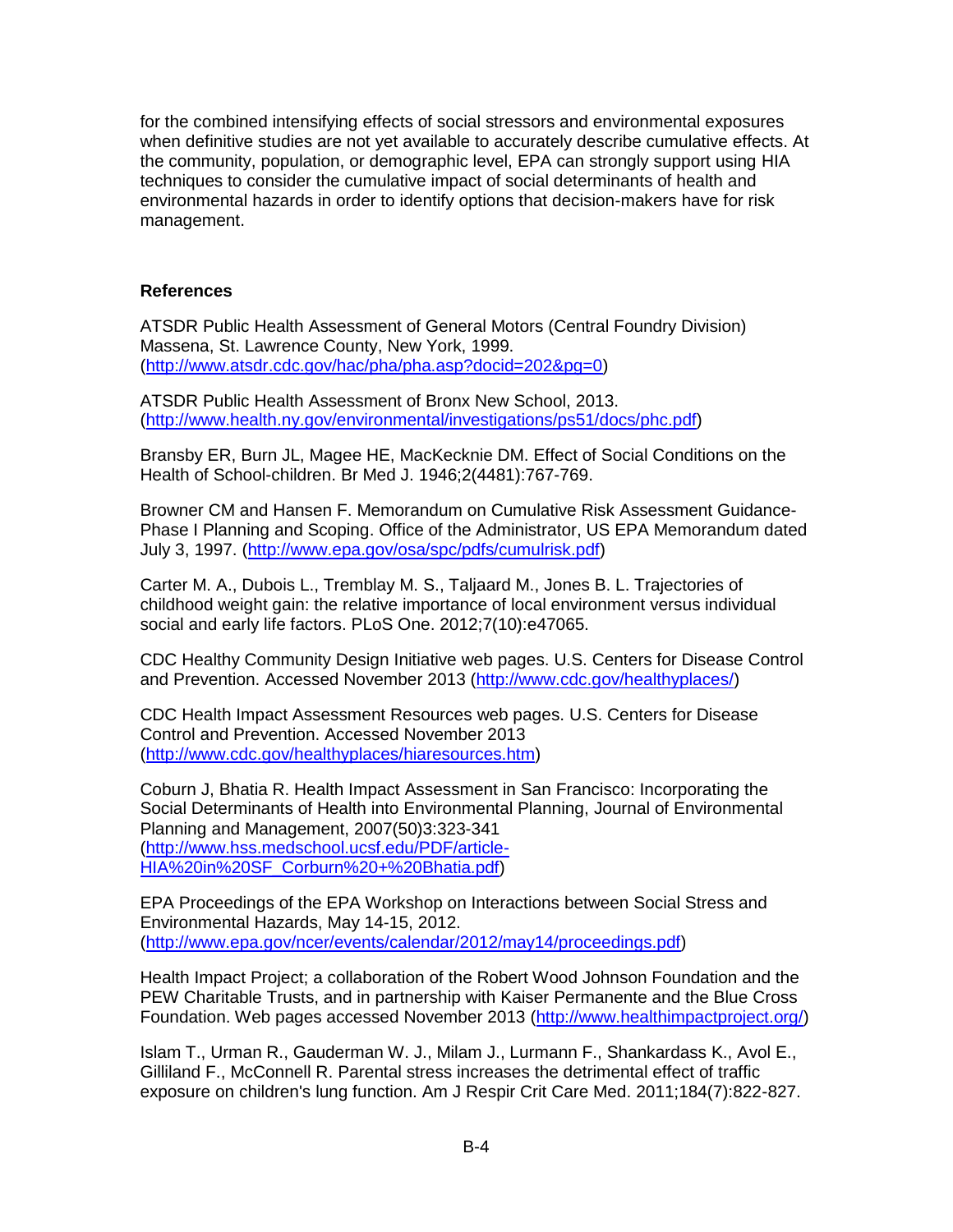for the combined intensifying effects of social stressors and environmental exposures when definitive studies are not yet available to accurately describe cumulative effects. At the community, population, or demographic level, EPA can strongly support using HIA techniques to consider the cumulative impact of social determinants of health and environmental hazards in order to identify options that decision-makers have for risk management.

**References**

ATSDR Public Health Assessment of General Motors (Central Foundry Division) Massena, St. Lawrence County, New York, 1999. (http://www.atsdr.cdc.gov/hac/pha/pha.asp?docid=202&pg=0)

ATSDR Public Health Assessment of Bronx New School, 2013. (http://www.health.ny.gov/environmental/investigations/ps51/docs/phc.pdf)

Bransby ER, Burn JL, Magee HE, MacKecknie DM. Effect of Social Conditions on the Health of School-children. Br Med J. 1946;2(4481):767-769.

Browner CM and Hansen F. Memorandum on Cumulative Risk Assessment Guidance-Phase I Planning and Scoping. Office of the Administrator, US EPA Memorandum dated July 3, 1997. (http://www.epa.gov/osa/spc/pdfs/cumulrisk.pdf)

Carter M. A., Dubois L., Tremblay M. S., Taljaard M., Jones B. L. Trajectories of childhood weight gain: the relative importance of local environment versus individual social and early life factors. PLoS One. 2012;7(10):e47065.

CDC Healthy Community Design Initiative web pages. U.S. Centers for Disease Control and Prevention. Accessed November 2013 (http://www.cdc.gov/healthyplaces/)

CDC Health Impact Assessment Resources web pages. U.S. Centers for Disease Control and Prevention. Accessed November 2013 (http://www.cdc.gov/healthyplaces/hiaresources.htm)

Coburn J, Bhatia R. Health Impact Assessment in San Francisco: Incorporating the Social Determinants of Health into Environmental Planning, Journal of Environmental Planning and Management, 2007(50)3:323-341 (http://www.hss.medschool.ucsf.edu/PDF/article-HIA%20in%20SF_Corburn%20+%20Bhatia.pdf)

EPA Proceedings of the EPA Workshop on Interactions between Social Stress and Environmental Hazards, May 14-15, 2012. (http://www.epa.gov/ncer/events/calendar/2012/may14/proceedings.pdf)

Health Impact Project; a collaboration of the Robert Wood Johnson Foundation and the PEW Charitable Trusts, and in partnership with Kaiser Permanente and the Blue Cross Foundation. Web pages accessed November 2013 (http://www.healthimpactproject.org/)

Islam T., Urman R., Gauderman W. J., Milam J., Lurmann F., Shankardass K., Avol E., Gilliland F., McConnell R. Parental stress increases the detrimental effect of traffic exposure on children's lung function. Am J Respir Crit Care Med. 2011;184(7):822-827.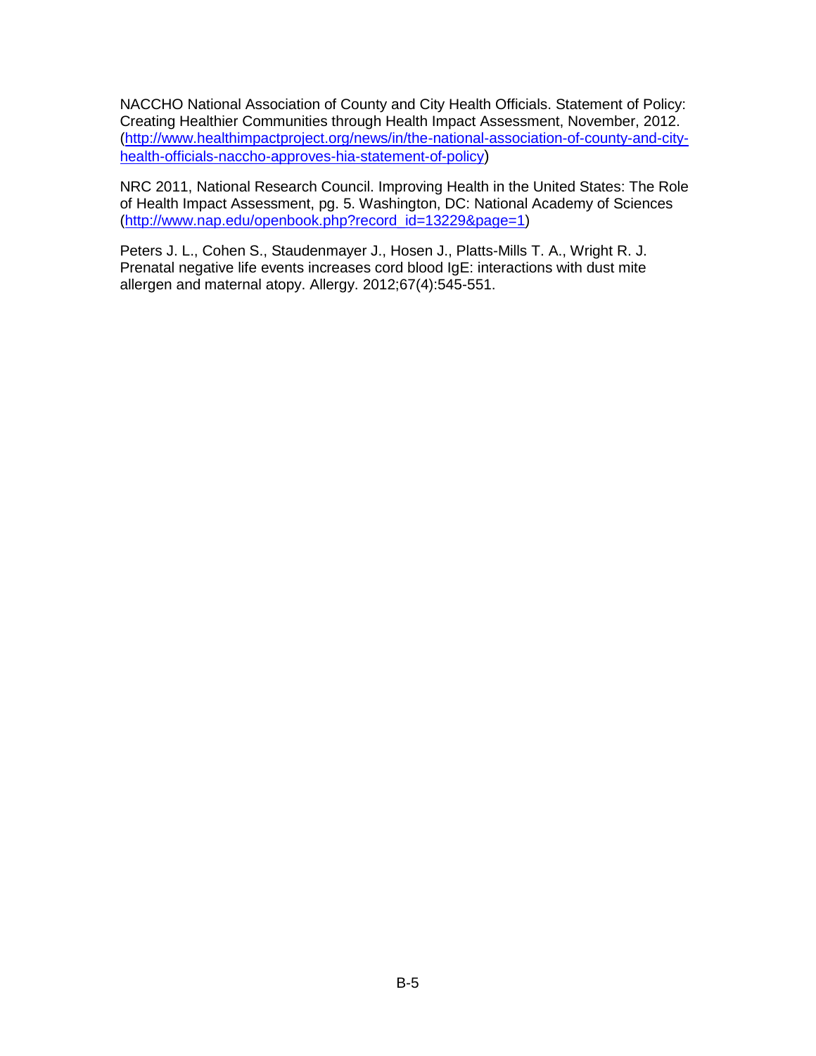NACCHO National Association of County and City Health Officials. Statement of Policy: Creating Healthier Communities through Health Impact Assessment, November, 2012. (http://www.healthimpactproject.org/news/in/the-national-association-of-county-and-city-health-officials-naccho-approves-hia-statement-of-policy)

NRC 2011, National Research Council. Improving Health in the United States: The Role of Health Impact Assessment, pg. 5. Washington, DC: National Academy of Sciences (http://www.nap.edu/openbook.php?record_id=13229&page=1)

Peters J. L., Cohen S., Staudenmayer J., Hosen J., Platts-Mills T. A., Wright R. J. Prenatal negative life events increases cord blood IgE: interactions with dust mite allergen and maternal atopy. Allergy. 2012;67(4):545-551.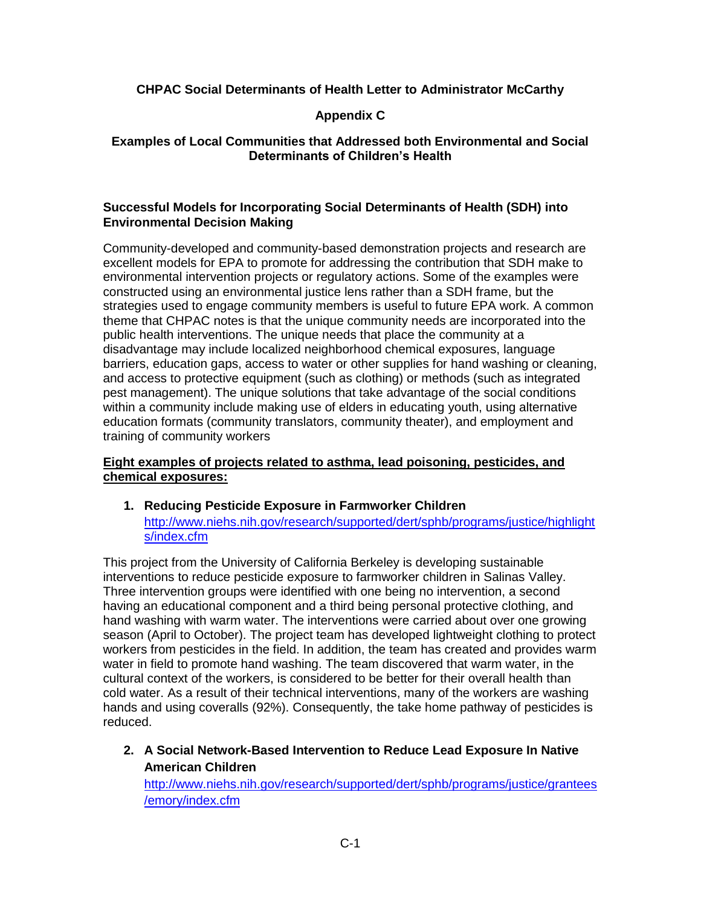**CHPAC Social Determinants of Health Letter to Administrator McCarthy**

**Appendix C**

**Examples of Local Communities that Addressed both Environmental and Social Determinants of Children's Health**

**Successful Models for Incorporating Social Determinants of Health (SDH) into Environmental Decision Making**

Community-developed and community-based demonstration projects and research are excellent models for EPA to promote for addressing the contribution that SDH make to environmental intervention projects or regulatory actions. Some of the examples were constructed using an environmental justice lens rather than a SDH frame, but the strategies used to engage community members is useful to future EPA work. A common theme that CHPAC notes is that the unique community needs are incorporated into the public health interventions. The unique needs that place the community at a disadvantage may include localized neighborhood chemical exposures, language barriers, education gaps, access to water or other supplies for hand washing or cleaning, and access to protective equipment (such as clothing) or methods (such as integrated pest management). The unique solutions that take advantage of the social conditions within a community include making use of elders in educating youth, using alternative education formats (community translators, community theater), and employment and training of community workers

**Eight examples of projects related to asthma, lead poisoning, pesticides, and chemical exposures:**

1. **Reducing Pesticide Exposure in Farmworker Children**
   http://www.niehs.nih.gov/research/supported/dert/sphb/programs/justice/highlights/index.cfm

This project from the University of California Berkeley is developing sustainable interventions to reduce pesticide exposure to farmworker children in Salinas Valley. Three intervention groups were identified with one being no intervention, a second having an educational component and a third being personal protective clothing, and hand washing with warm water. The interventions were carried about over one growing season (April to October). The project team has developed lightweight clothing to protect workers from pesticides in the field. In addition, the team has created and provides warm water in field to promote hand washing. The team discovered that warm water, in the cultural context of the workers, is considered to be better for their overall health than cold water. As a result of their technical interventions, many of the workers are washing hands and using coveralls (92%). Consequently, the take home pathway of pesticides is reduced.

2. **A Social Network-Based Intervention to Reduce Lead Exposure In Native American Children**
   http://www.niehs.nih.gov/research/supported/dert/sphb/programs/justice/grantees/emory/index.cfm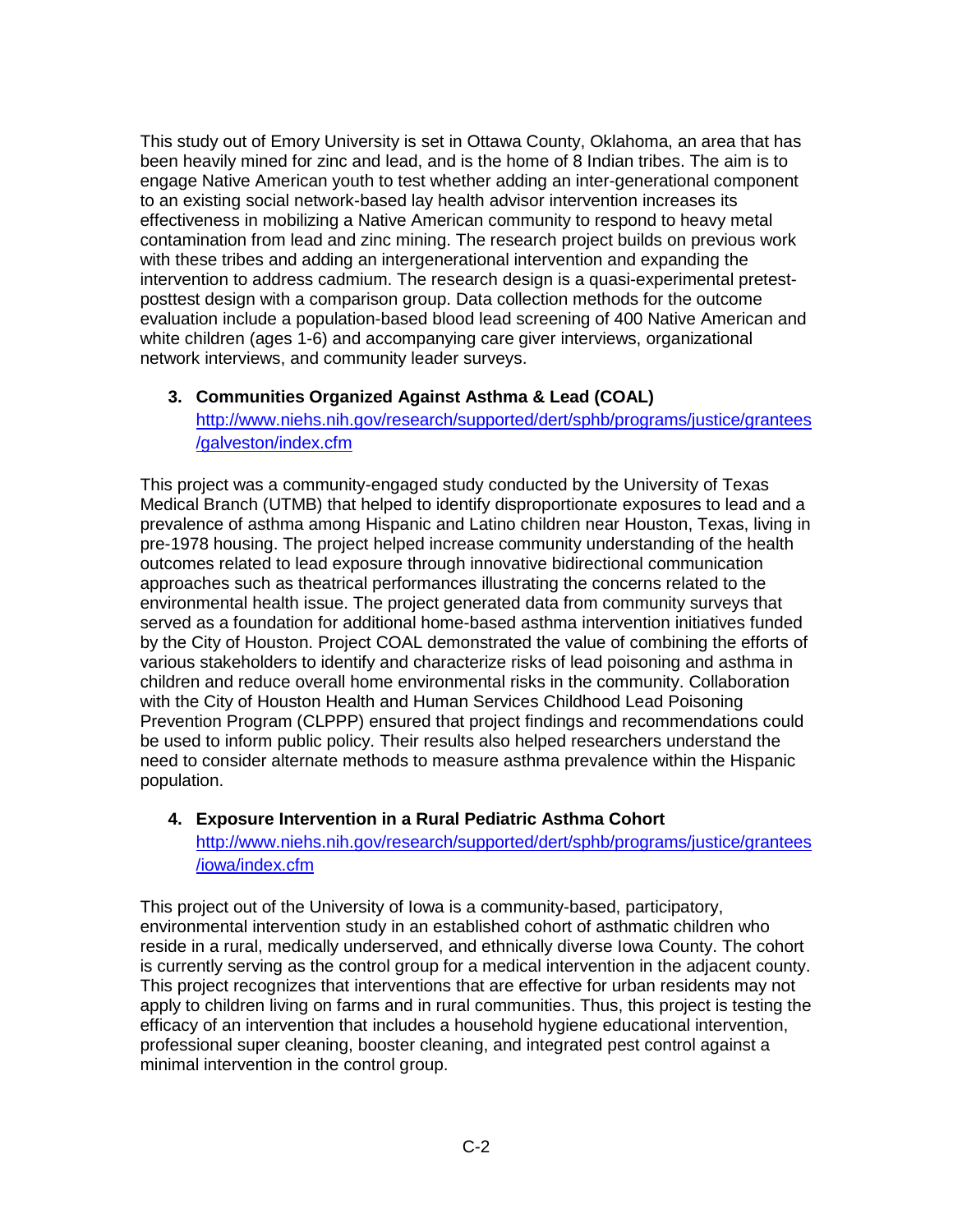This study out of Emory University is set in Ottawa County, Oklahoma, an area that has been heavily mined for zinc and lead, and is the home of 8 Indian tribes. The aim is to engage Native American youth to test whether adding an inter-generational component to an existing social network-based lay health advisor intervention increases its effectiveness in mobilizing a Native American community to respond to heavy metal contamination from lead and zinc mining. The research project builds on previous work with these tribes and adding an intergenerational intervention and expanding the intervention to address cadmium. The research design is a quasi-experimental pretest-posttest design with a comparison group. Data collection methods for the outcome evaluation include a population-based blood lead screening of 400 Native American and white children (ages 1-6) and accompanying care giver interviews, organizational network interviews, and community leader surveys.

3. **Communities Organized Against Asthma & Lead (COAL)**
   http://www.niehs.nih.gov/research/supported/dert/sphb/programs/justice/grantees/galveston/index.cfm

This project was a community-engaged study conducted by the University of Texas Medical Branch (UTMB) that helped to identify disproportionate exposures to lead and a prevalence of asthma among Hispanic and Latino children near Houston, Texas, living in pre-1978 housing. The project helped increase community understanding of the health outcomes related to lead exposure through innovative bidirectional communication approaches such as theatrical performances illustrating the concerns related to the environmental health issue. The project generated data from community surveys that served as a foundation for additional home-based asthma intervention initiatives funded by the City of Houston. Project COAL demonstrated the value of combining the efforts of various stakeholders to identify and characterize risks of lead poisoning and asthma in children and reduce overall home environmental risks in the community. Collaboration with the City of Houston Health and Human Services Childhood Lead Poisoning Prevention Program (CLPPP) ensured that project findings and recommendations could be used to inform public policy. Their results also helped researchers understand the need to consider alternate methods to measure asthma prevalence within the Hispanic population.

4. **Exposure Intervention in a Rural Pediatric Asthma Cohort**
   http://www.niehs.nih.gov/research/supported/dert/sphb/programs/justice/grantees/iowa/index.cfm

This project out of the University of Iowa is a community-based, participatory, environmental intervention study in an established cohort of asthmatic children who reside in a rural, medically underserved, and ethnically diverse Iowa County. The cohort is currently serving as the control group for a medical intervention in the adjacent county. This project recognizes that interventions that are effective for urban residents may not apply to children living on farms and in rural communities. Thus, this project is testing the efficacy of an intervention that includes a household hygiene educational intervention, professional super cleaning, booster cleaning, and integrated pest control against a minimal intervention in the control group.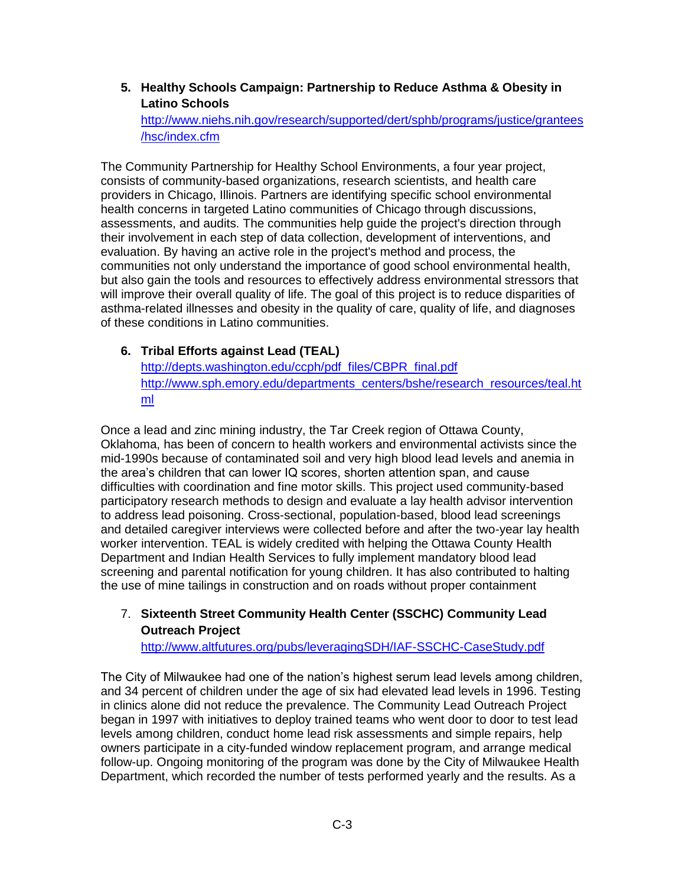5. **Healthy Schools Campaign: Partnership to Reduce Asthma & Obesity in Latino Schools**
   http://www.niehs.nih.gov/research/supported/dert/sphb/programs/justice/grantees/hsc/index.cfm

The Community Partnership for Healthy School Environments, a four year project, consists of community-based organizations, research scientists, and health care providers in Chicago, Illinois. Partners are identifying specific school environmental health concerns in targeted Latino communities of Chicago through discussions, assessments, and audits. The communities help guide the project's direction through their involvement in each step of data collection, development of interventions, and evaluation. By having an active role in the project's method and process, the communities not only understand the importance of good school environmental health, but also gain the tools and resources to effectively address environmental stressors that will improve their overall quality of life. The goal of this project is to reduce disparities of asthma-related illnesses and obesity in the quality of care, quality of life, and diagnoses of these conditions in Latino communities.

6. **Tribal Efforts against Lead (TEAL)**
   http://depts.washington.edu/ccph/pdf_files/CBPR_final.pdf
   http://www.sph.emory.edu/departments_centers/bshe/research_resources/teal.html

Once a lead and zinc mining industry, the Tar Creek region of Ottawa County, Oklahoma, has been of concern to health workers and environmental activists since the mid-1990s because of contaminated soil and very high blood lead levels and anemia in the area's children that can lower IQ scores, shorten attention span, and cause difficulties with coordination and fine motor skills. This project used community-based participatory research methods to design and evaluate a lay health advisor intervention to address lead poisoning. Cross-sectional, population-based, blood lead screenings and detailed caregiver interviews were collected before and after the two-year lay health worker intervention. TEAL is widely credited with helping the Ottawa County Health Department and Indian Health Services to fully implement mandatory blood lead screening and parental notification for young children. It has also contributed to halting the use of mine tailings in construction and on roads without proper containment

7. **Sixteenth Street Community Health Center (SSCHC) Community Lead Outreach Project**
   http://www.altfutures.org/pubs/leveragingSDH/IAF-SSCHC-CaseStudy.pdf

The City of Milwaukee had one of the nation's highest serum lead levels among children, and 34 percent of children under the age of six had elevated lead levels in 1996. Testing in clinics alone did not reduce the prevalence. The Community Lead Outreach Project began in 1997 with initiatives to deploy trained teams who went door to door to test lead levels among children, conduct home lead risk assessments and simple repairs, help owners participate in a city-funded window replacement program, and arrange medical follow-up. Ongoing monitoring of the program was done by the City of Milwaukee Health Department, which recorded the number of tests performed yearly and the results. As a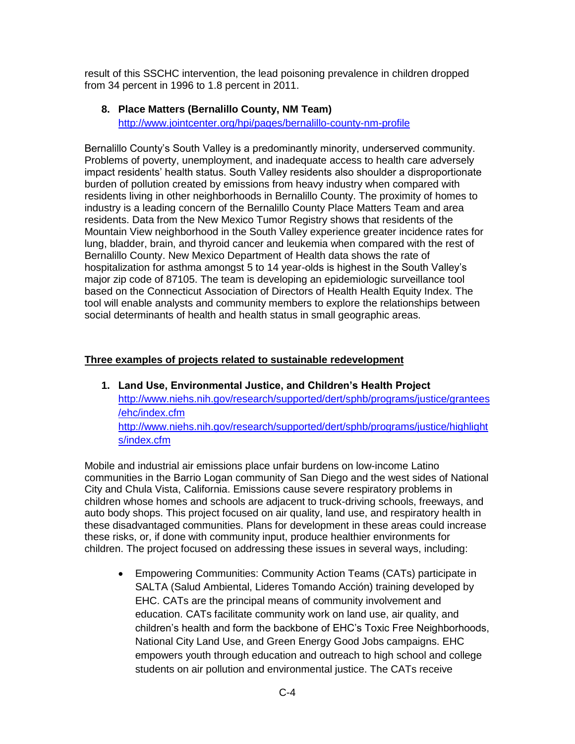result of this SSCHC intervention, the lead poisoning prevalence in children dropped from 34 percent in 1996 to 1.8 percent in 2011.

8. **Place Matters (Bernalillo County, NM Team)**
   http://www.jointcenter.org/hpi/pages/bernalillo-county-nm-profile

Bernalillo County's South Valley is a predominantly minority, underserved community. Problems of poverty, unemployment, and inadequate access to health care adversely impact residents' health status. South Valley residents also shoulder a disproportionate burden of pollution created by emissions from heavy industry when compared with residents living in other neighborhoods in Bernalillo County. The proximity of homes to industry is a leading concern of the Bernalillo County Place Matters Team and area residents. Data from the New Mexico Tumor Registry shows that residents of the Mountain View neighborhood in the South Valley experience greater incidence rates for lung, bladder, brain, and thyroid cancer and leukemia when compared with the rest of Bernalillo County. New Mexico Department of Health data shows the rate of hospitalization for asthma amongst 5 to 14 year-olds is highest in the South Valley's major zip code of 87105. The team is developing an epidemiologic surveillance tool based on the Connecticut Association of Directors of Health Health Equity Index. The tool will enable analysts and community members to explore the relationships between social determinants of health and health status in small geographic areas.

## Three examples of projects related to sustainable redevelopment

1. **Land Use, Environmental Justice, and Children's Health Project**
   http://www.niehs.nih.gov/research/supported/dert/sphb/programs/justice/grantees/ehc/index.cfm
   http://www.niehs.nih.gov/research/supported/dert/sphb/programs/justice/highlights/index.cfm

Mobile and industrial air emissions place unfair burdens on low-income Latino communities in the Barrio Logan community of San Diego and the west sides of National City and Chula Vista, California. Emissions cause severe respiratory problems in children whose homes and schools are adjacent to truck-driving schools, freeways, and auto body shops. This project focused on air quality, land use, and respiratory health in these disadvantaged communities. Plans for development in these areas could increase these risks, or, if done with community input, produce healthier environments for children. The project focused on addressing these issues in several ways, including:

- Empowering Communities: Community Action Teams (CATs) participate in SALTA (Salud Ambiental, Lideres Tomando Acción) training developed by EHC. CATs are the principal means of community involvement and education. CATs facilitate community work on land use, air quality, and children's health and form the backbone of EHC's Toxic Free Neighborhoods, National City Land Use, and Green Energy Good Jobs campaigns. EHC empowers youth through education and outreach to high school and college students on air pollution and environmental justice. The CATs receive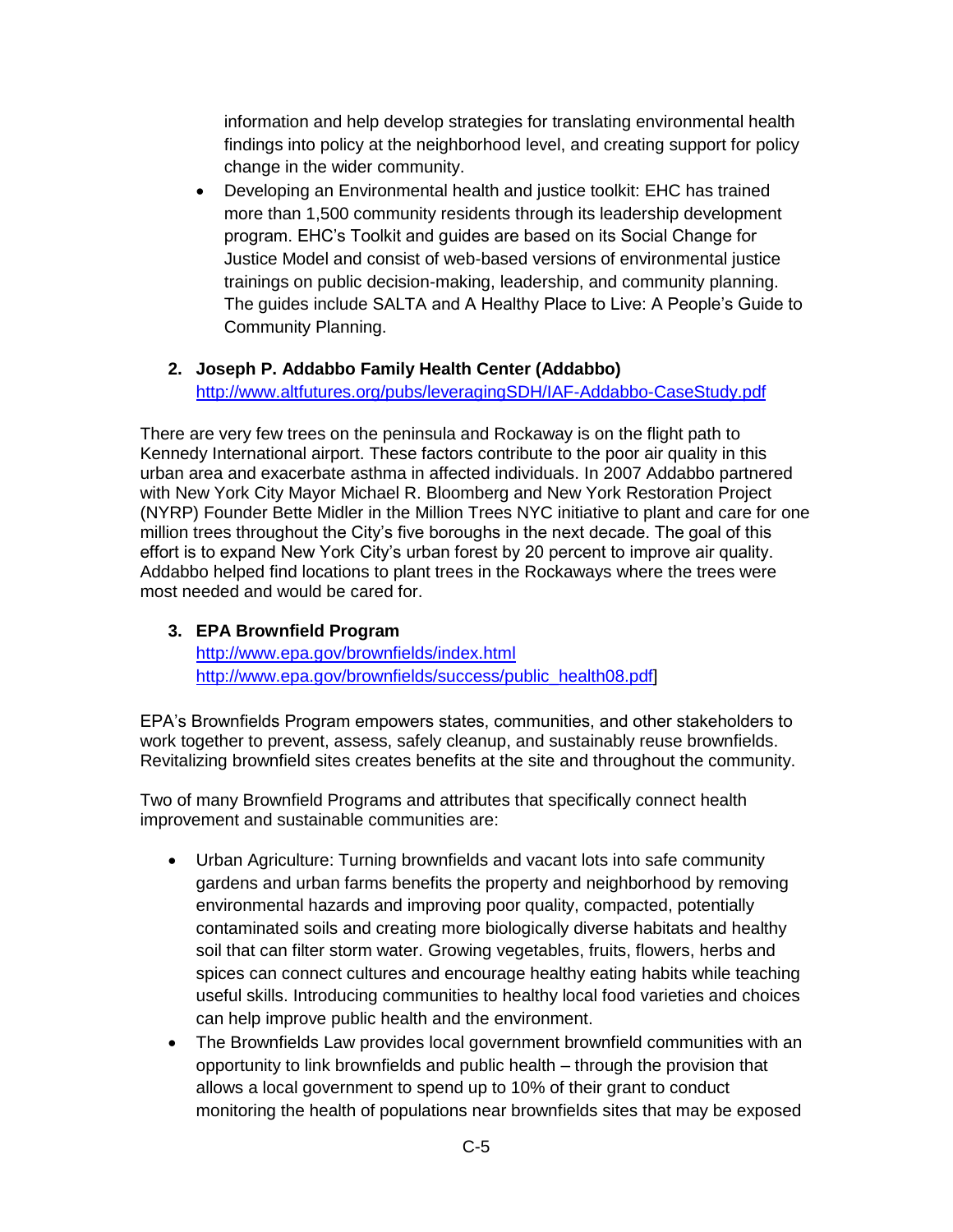information and help develop strategies for translating environmental health findings into policy at the neighborhood level, and creating support for policy change in the wider community.

- Developing an Environmental health and justice toolkit: EHC has trained more than 1,500 community residents through its leadership development program. EHC's Toolkit and guides are based on its Social Change for Justice Model and consist of web-based versions of environmental justice trainings on public decision-making, leadership, and community planning. The guides include SALTA and A Healthy Place to Live: A People's Guide to Community Planning.

2. **Joseph P. Addabbo Family Health Center (Addabbo)**
   http://www.altfutures.org/pubs/leveragingSDH/IAF-Addabbo-CaseStudy.pdf

There are very few trees on the peninsula and Rockaway is on the flight path to Kennedy International airport. These factors contribute to the poor air quality in this urban area and exacerbate asthma in affected individuals. In 2007 Addabbo partnered with New York City Mayor Michael R. Bloomberg and New York Restoration Project (NYRP) Founder Bette Midler in the Million Trees NYC initiative to plant and care for one million trees throughout the City's five boroughs in the next decade. The goal of this effort is to expand New York City's urban forest by 20 percent to improve air quality. Addabbo helped find locations to plant trees in the Rockaways where the trees were most needed and would be cared for.

3. **EPA Brownfield Program**
   http://www.epa.gov/brownfields/index.html
   http://www.epa.gov/brownfields/success/public_health08.pdf]

EPA's Brownfields Program empowers states, communities, and other stakeholders to work together to prevent, assess, safely cleanup, and sustainably reuse brownfields. Revitalizing brownfield sites creates benefits at the site and throughout the community.

Two of many Brownfield Programs and attributes that specifically connect health improvement and sustainable communities are:

- Urban Agriculture: Turning brownfields and vacant lots into safe community gardens and urban farms benefits the property and neighborhood by removing environmental hazards and improving poor quality, compacted, potentially contaminated soils and creating more biologically diverse habitats and healthy soil that can filter storm water. Growing vegetables, fruits, flowers, herbs and spices can connect cultures and encourage healthy eating habits while teaching useful skills. Introducing communities to healthy local food varieties and choices can help improve public health and the environment.
- The Brownfields Law provides local government brownfield communities with an opportunity to link brownfields and public health – through the provision that allows a local government to spend up to 10% of their grant to conduct monitoring the health of populations near brownfields sites that may be exposed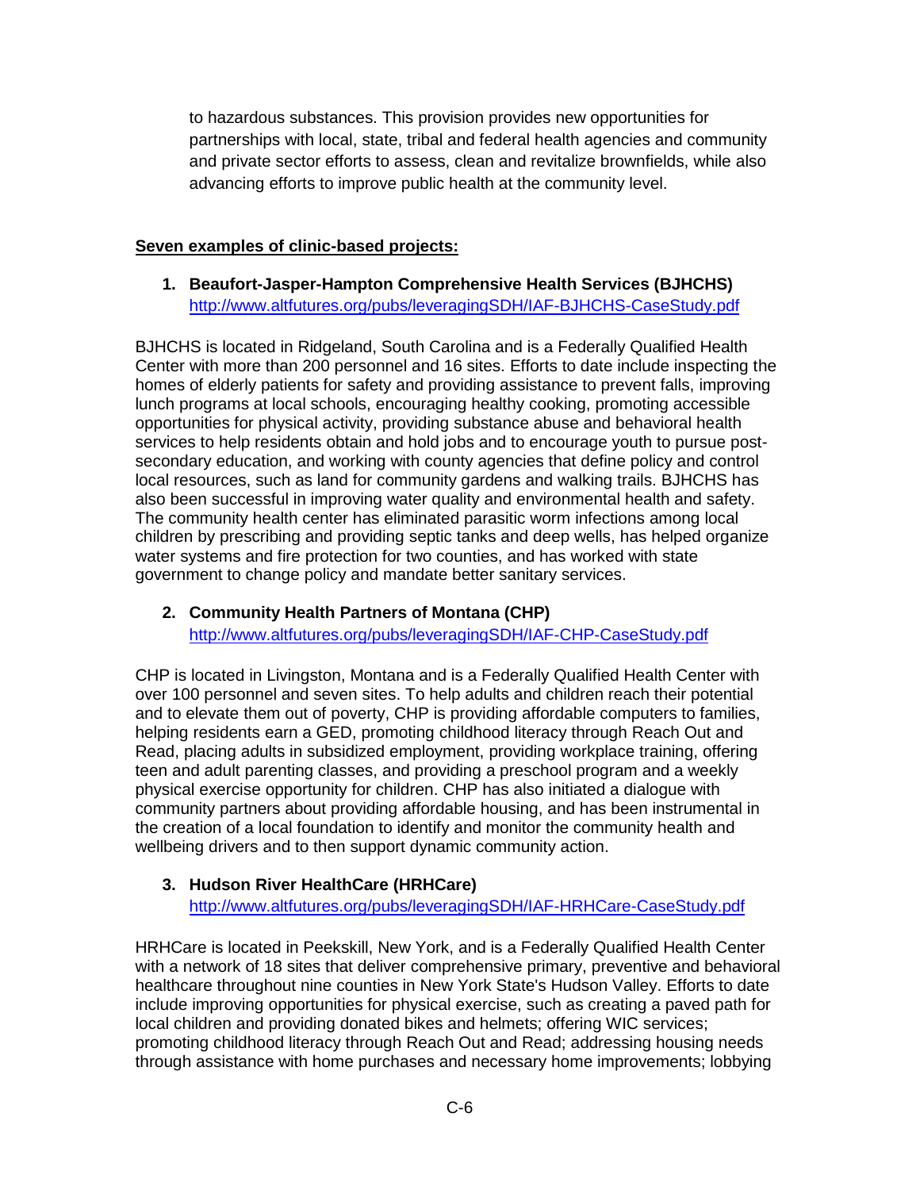to hazardous substances. This provision provides new opportunities for partnerships with local, state, tribal and federal health agencies and community and private sector efforts to assess, clean and revitalize brownfields, while also advancing efforts to improve public health at the community level.

**Seven examples of clinic-based projects:**

1. **Beaufort-Jasper-Hampton Comprehensive Health Services (BJHCHS)**
   http://www.altfutures.org/pubs/leveragingSDH/IAF-BJHCHS-CaseStudy.pdf

BJHCHS is located in Ridgeland, South Carolina and is a Federally Qualified Health Center with more than 200 personnel and 16 sites. Efforts to date include inspecting the homes of elderly patients for safety and providing assistance to prevent falls, improving lunch programs at local schools, encouraging healthy cooking, promoting accessible opportunities for physical activity, providing substance abuse and behavioral health services to help residents obtain and hold jobs and to encourage youth to pursue post-secondary education, and working with county agencies that define policy and control local resources, such as land for community gardens and walking trails. BJHCHS has also been successful in improving water quality and environmental health and safety. The community health center has eliminated parasitic worm infections among local children by prescribing and providing septic tanks and deep wells, has helped organize water systems and fire protection for two counties, and has worked with state government to change policy and mandate better sanitary services.

2. **Community Health Partners of Montana (CHP)**
   http://www.altfutures.org/pubs/leveragingSDH/IAF-CHP-CaseStudy.pdf

CHP is located in Livingston, Montana and is a Federally Qualified Health Center with over 100 personnel and seven sites. To help adults and children reach their potential and to elevate them out of poverty, CHP is providing affordable computers to families, helping residents earn a GED, promoting childhood literacy through Reach Out and Read, placing adults in subsidized employment, providing workplace training, offering teen and adult parenting classes, and providing a preschool program and a weekly physical exercise opportunity for children. CHP has also initiated a dialogue with community partners about providing affordable housing, and has been instrumental in the creation of a local foundation to identify and monitor the community health and wellbeing drivers and to then support dynamic community action.

3. **Hudson River HealthCare (HRHCare)**
   http://www.altfutures.org/pubs/leveragingSDH/IAF-HRHCare-CaseStudy.pdf

HRHCare is located in Peekskill, New York, and is a Federally Qualified Health Center with a network of 18 sites that deliver comprehensive primary, preventive and behavioral healthcare throughout nine counties in New York State's Hudson Valley. Efforts to date include improving opportunities for physical exercise, such as creating a paved path for local children and providing donated bikes and helmets; offering WIC services; promoting childhood literacy through Reach Out and Read; addressing housing needs through assistance with home purchases and necessary home improvements; lobbying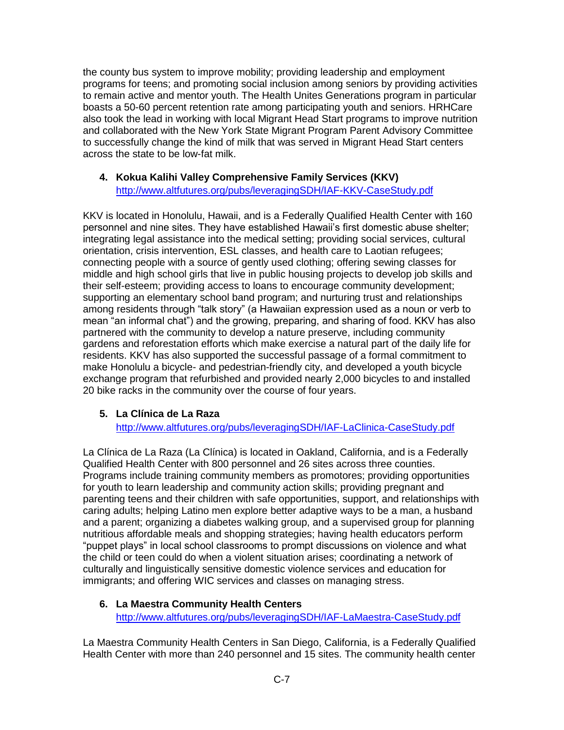the county bus system to improve mobility; providing leadership and employment programs for teens; and promoting social inclusion among seniors by providing activities to remain active and mentor youth. The Health Unites Generations program in particular boasts a 50-60 percent retention rate among participating youth and seniors. HRHCare also took the lead in working with local Migrant Head Start programs to improve nutrition and collaborated with the New York State Migrant Program Parent Advisory Committee to successfully change the kind of milk that was served in Migrant Head Start centers across the state to be low-fat milk.

4. **Kokua Kalihi Valley Comprehensive Family Services (KKV)**
   http://www.altfutures.org/pubs/leveragingSDH/IAF-KKV-CaseStudy.pdf

KKV is located in Honolulu, Hawaii, and is a Federally Qualified Health Center with 160 personnel and nine sites. They have established Hawaii's first domestic abuse shelter; integrating legal assistance into the medical setting; providing social services, cultural orientation, crisis intervention, ESL classes, and health care to Laotian refugees; connecting people with a source of gently used clothing; offering sewing classes for middle and high school girls that live in public housing projects to develop job skills and their self-esteem; providing access to loans to encourage community development; supporting an elementary school band program; and nurturing trust and relationships among residents through "talk story" (a Hawaiian expression used as a noun or verb to mean "an informal chat") and the growing, preparing, and sharing of food. KKV has also partnered with the community to develop a nature preserve, including community gardens and reforestation efforts which make exercise a natural part of the daily life for residents. KKV has also supported the successful passage of a formal commitment to make Honolulu a bicycle- and pedestrian-friendly city, and developed a youth bicycle exchange program that refurbished and provided nearly 2,000 bicycles to and installed 20 bike racks in the community over the course of four years.

5. **La Clínica de La Raza**
   http://www.altfutures.org/pubs/leveragingSDH/IAF-LaClinica-CaseStudy.pdf

La Clínica de La Raza (La Clínica) is located in Oakland, California, and is a Federally Qualified Health Center with 800 personnel and 26 sites across three counties. Programs include training community members as promotores; providing opportunities for youth to learn leadership and community action skills; providing pregnant and parenting teens and their children with safe opportunities, support, and relationships with caring adults; helping Latino men explore better adaptive ways to be a man, a husband and a parent; organizing a diabetes walking group, and a supervised group for planning nutritious affordable meals and shopping strategies; having health educators perform "puppet plays" in local school classrooms to prompt discussions on violence and what the child or teen could do when a violent situation arises; coordinating a network of culturally and linguistically sensitive domestic violence services and education for immigrants; and offering WIC services and classes on managing stress.

6. **La Maestra Community Health Centers**
   http://www.altfutures.org/pubs/leveragingSDH/IAF-LaMaestra-CaseStudy.pdf

La Maestra Community Health Centers in San Diego, California, is a Federally Qualified Health Center with more than 240 personnel and 15 sites. The community health center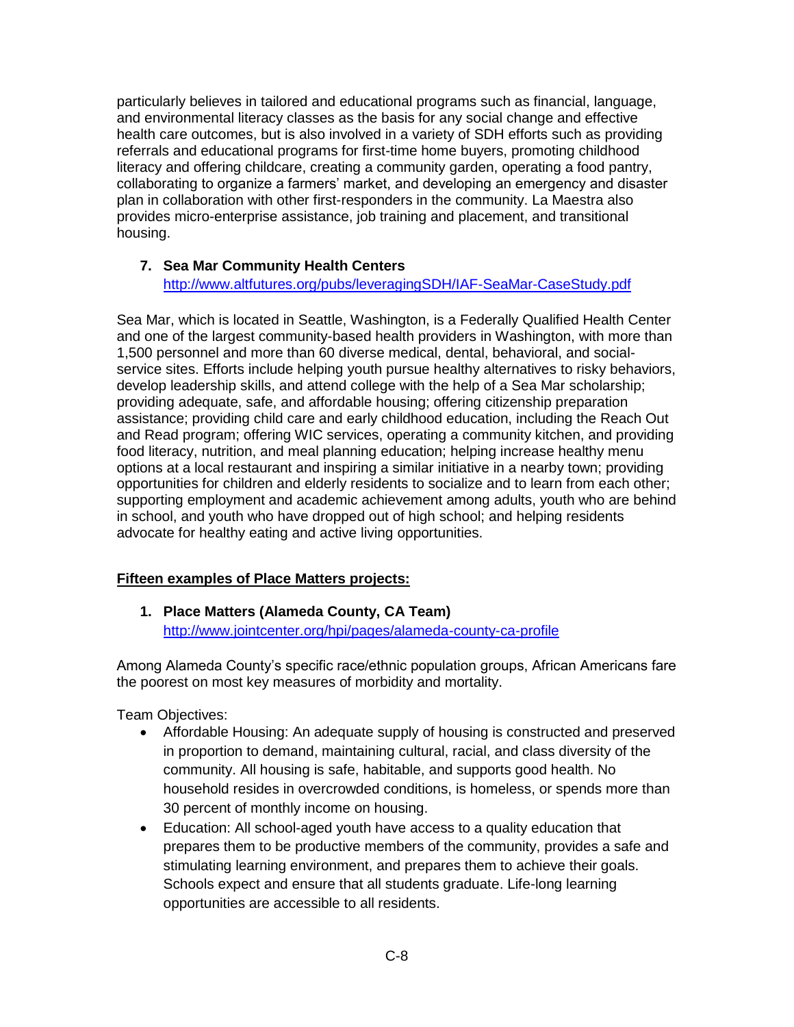particularly believes in tailored and educational programs such as financial, language, and environmental literacy classes as the basis for any social change and effective health care outcomes, but is also involved in a variety of SDH efforts such as providing referrals and educational programs for first-time home buyers, promoting childhood literacy and offering childcare, creating a community garden, operating a food pantry, collaborating to organize a farmers' market, and developing an emergency and disaster plan in collaboration with other first-responders in the community. La Maestra also provides micro-enterprise assistance, job training and placement, and transitional housing.

7. **Sea Mar Community Health Centers**
   http://www.altfutures.org/pubs/leveragingSDH/IAF-SeaMar-CaseStudy.pdf

Sea Mar, which is located in Seattle, Washington, is a Federally Qualified Health Center and one of the largest community-based health providers in Washington, with more than 1,500 personnel and more than 60 diverse medical, dental, behavioral, and social-service sites. Efforts include helping youth pursue healthy alternatives to risky behaviors, develop leadership skills, and attend college with the help of a Sea Mar scholarship; providing adequate, safe, and affordable housing; offering citizenship preparation assistance; providing child care and early childhood education, including the Reach Out and Read program; offering WIC services, operating a community kitchen, and providing food literacy, nutrition, and meal planning education; helping increase healthy menu options at a local restaurant and inspiring a similar initiative in a nearby town; providing opportunities for children and elderly residents to socialize and to learn from each other; supporting employment and academic achievement among adults, youth who are behind in school, and youth who have dropped out of high school; and helping residents advocate for healthy eating and active living opportunities.

**Fifteen examples of Place Matters projects:**

1. **Place Matters (Alameda County, CA Team)**
   http://www.jointcenter.org/hpi/pages/alameda-county-ca-profile

Among Alameda County's specific race/ethnic population groups, African Americans fare the poorest on most key measures of morbidity and mortality.

Team Objectives:

- Affordable Housing: An adequate supply of housing is constructed and preserved in proportion to demand, maintaining cultural, racial, and class diversity of the community. All housing is safe, habitable, and supports good health. No household resides in overcrowded conditions, is homeless, or spends more than 30 percent of monthly income on housing.
- Education: All school-aged youth have access to a quality education that prepares them to be productive members of the community, provides a safe and stimulating learning environment, and prepares them to achieve their goals. Schools expect and ensure that all students graduate. Life-long learning opportunities are accessible to all residents.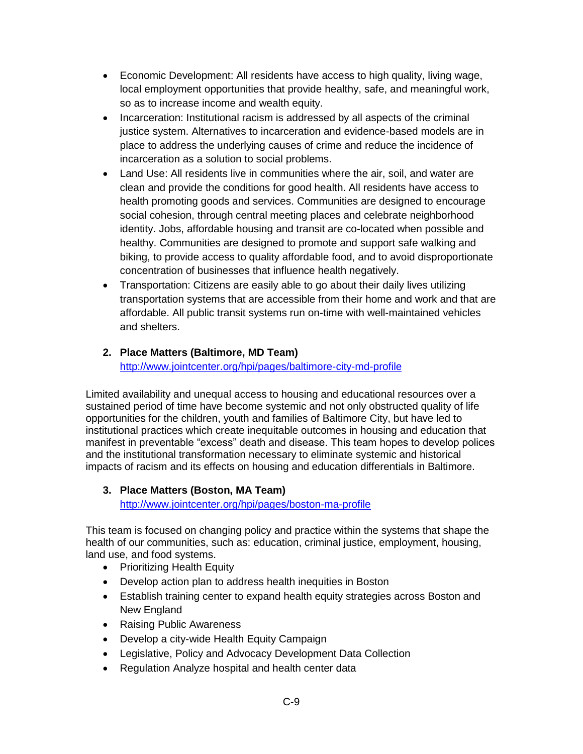- Economic Development: All residents have access to high quality, living wage, local employment opportunities that provide healthy, safe, and meaningful work, so as to increase income and wealth equity.
- Incarceration: Institutional racism is addressed by all aspects of the criminal justice system. Alternatives to incarceration and evidence-based models are in place to address the underlying causes of crime and reduce the incidence of incarceration as a solution to social problems.
- Land Use: All residents live in communities where the air, soil, and water are clean and provide the conditions for good health. All residents have access to health promoting goods and services. Communities are designed to encourage social cohesion, through central meeting places and celebrate neighborhood identity. Jobs, affordable housing and transit are co-located when possible and healthy. Communities are designed to promote and support safe walking and biking, to provide access to quality affordable food, and to avoid disproportionate concentration of businesses that influence health negatively.
- Transportation: Citizens are easily able to go about their daily lives utilizing transportation systems that are accessible from their home and work and that are affordable. All public transit systems run on-time with well-maintained vehicles and shelters.

2. **Place Matters (Baltimore, MD Team)**
   http://www.jointcenter.org/hpi/pages/baltimore-city-md-profile

Limited availability and unequal access to housing and educational resources over a sustained period of time have become systemic and not only obstructed quality of life opportunities for the children, youth and families of Baltimore City, but have led to institutional practices which create inequitable outcomes in housing and education that manifest in preventable "excess" death and disease. This team hopes to develop polices and the institutional transformation necessary to eliminate systemic and historical impacts of racism and its effects on housing and education differentials in Baltimore.

3. **Place Matters (Boston, MA Team)**
   http://www.jointcenter.org/hpi/pages/boston-ma-profile

This team is focused on changing policy and practice within the systems that shape the health of our communities, such as: education, criminal justice, employment, housing, land use, and food systems.

- Prioritizing Health Equity
- Develop action plan to address health inequities in Boston
- Establish training center to expand health equity strategies across Boston and New England
- Raising Public Awareness
- Develop a city-wide Health Equity Campaign
- Legislative, Policy and Advocacy Development Data Collection
- Regulation Analyze hospital and health center data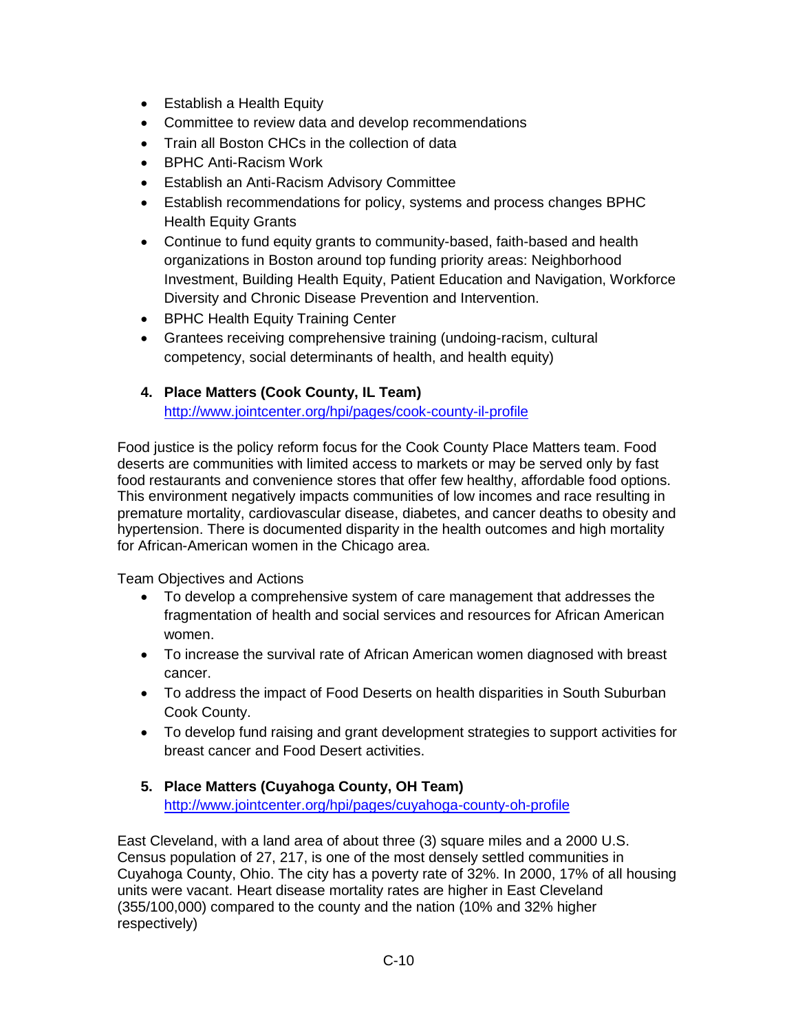- Establish a Health Equity
- Committee to review data and develop recommendations
- Train all Boston CHCs in the collection of data
- BPHC Anti-Racism Work
- Establish an Anti-Racism Advisory Committee
- Establish recommendations for policy, systems and process changes BPHC Health Equity Grants
- Continue to fund equity grants to community-based, faith-based and health organizations in Boston around top funding priority areas: Neighborhood Investment, Building Health Equity, Patient Education and Navigation, Workforce Diversity and Chronic Disease Prevention and Intervention.
- BPHC Health Equity Training Center
- Grantees receiving comprehensive training (undoing-racism, cultural competency, social determinants of health, and health equity)

4. **Place Matters (Cook County, IL Team)**
   http://www.jointcenter.org/hpi/pages/cook-county-il-profile

Food justice is the policy reform focus for the Cook County Place Matters team. Food deserts are communities with limited access to markets or may be served only by fast food restaurants and convenience stores that offer few healthy, affordable food options. This environment negatively impacts communities of low incomes and race resulting in premature mortality, cardiovascular disease, diabetes, and cancer deaths to obesity and hypertension. There is documented disparity in the health outcomes and high mortality for African-American women in the Chicago area.

Team Objectives and Actions

- To develop a comprehensive system of care management that addresses the fragmentation of health and social services and resources for African American women.
- To increase the survival rate of African American women diagnosed with breast cancer.
- To address the impact of Food Deserts on health disparities in South Suburban Cook County.
- To develop fund raising and grant development strategies to support activities for breast cancer and Food Desert activities.

5. **Place Matters (Cuyahoga County, OH Team)**
   http://www.jointcenter.org/hpi/pages/cuyahoga-county-oh-profile

East Cleveland, with a land area of about three (3) square miles and a 2000 U.S. Census population of 27, 217, is one of the most densely settled communities in Cuyahoga County, Ohio. The city has a poverty rate of 32%. In 2000, 17% of all housing units were vacant. Heart disease mortality rates are higher in East Cleveland (355/100,000) compared to the county and the nation (10% and 32% higher respectively)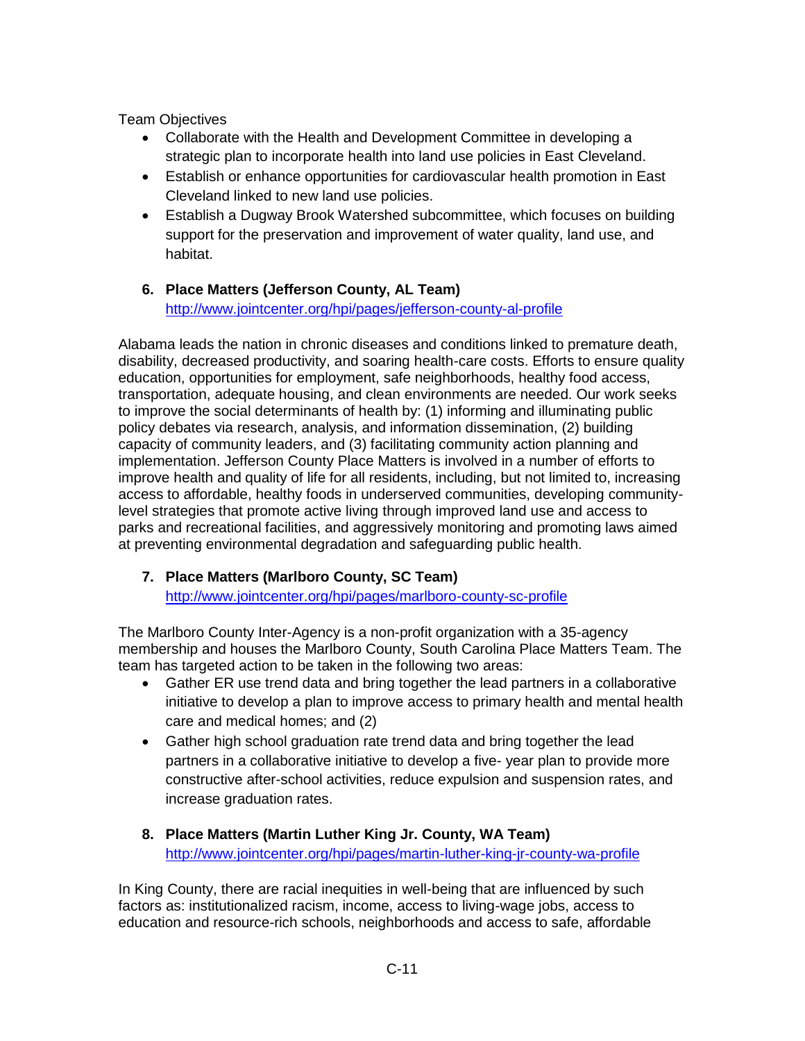Team Objectives

- Collaborate with the Health and Development Committee in developing a strategic plan to incorporate health into land use policies in East Cleveland.
- Establish or enhance opportunities for cardiovascular health promotion in East Cleveland linked to new land use policies.
- Establish a Dugway Brook Watershed subcommittee, which focuses on building support for the preservation and improvement of water quality, land use, and habitat.

6. **Place Matters (Jefferson County, AL Team)**
   http://www.jointcenter.org/hpi/pages/jefferson-county-al-profile

Alabama leads the nation in chronic diseases and conditions linked to premature death, disability, decreased productivity, and soaring health-care costs. Efforts to ensure quality education, opportunities for employment, safe neighborhoods, healthy food access, transportation, adequate housing, and clean environments are needed. Our work seeks to improve the social determinants of health by: (1) informing and illuminating public policy debates via research, analysis, and information dissemination, (2) building capacity of community leaders, and (3) facilitating community action planning and implementation. Jefferson County Place Matters is involved in a number of efforts to improve health and quality of life for all residents, including, but not limited to, increasing access to affordable, healthy foods in underserved communities, developing community-level strategies that promote active living through improved land use and access to parks and recreational facilities, and aggressively monitoring and promoting laws aimed at preventing environmental degradation and safeguarding public health.

7. **Place Matters (Marlboro County, SC Team)**
   http://www.jointcenter.org/hpi/pages/marlboro-county-sc-profile

The Marlboro County Inter-Agency is a non-profit organization with a 35-agency membership and houses the Marlboro County, South Carolina Place Matters Team. The team has targeted action to be taken in the following two areas:

- Gather ER use trend data and bring together the lead partners in a collaborative initiative to develop a plan to improve access to primary health and mental health care and medical homes; and (2)
- Gather high school graduation rate trend data and bring together the lead partners in a collaborative initiative to develop a five- year plan to provide more constructive after-school activities, reduce expulsion and suspension rates, and increase graduation rates.

8. **Place Matters (Martin Luther King Jr. County, WA Team)**
   http://www.jointcenter.org/hpi/pages/martin-luther-king-jr-county-wa-profile

In King County, there are racial inequities in well-being that are influenced by such factors as: institutionalized racism, income, access to living-wage jobs, access to education and resource-rich schools, neighborhoods and access to safe, affordable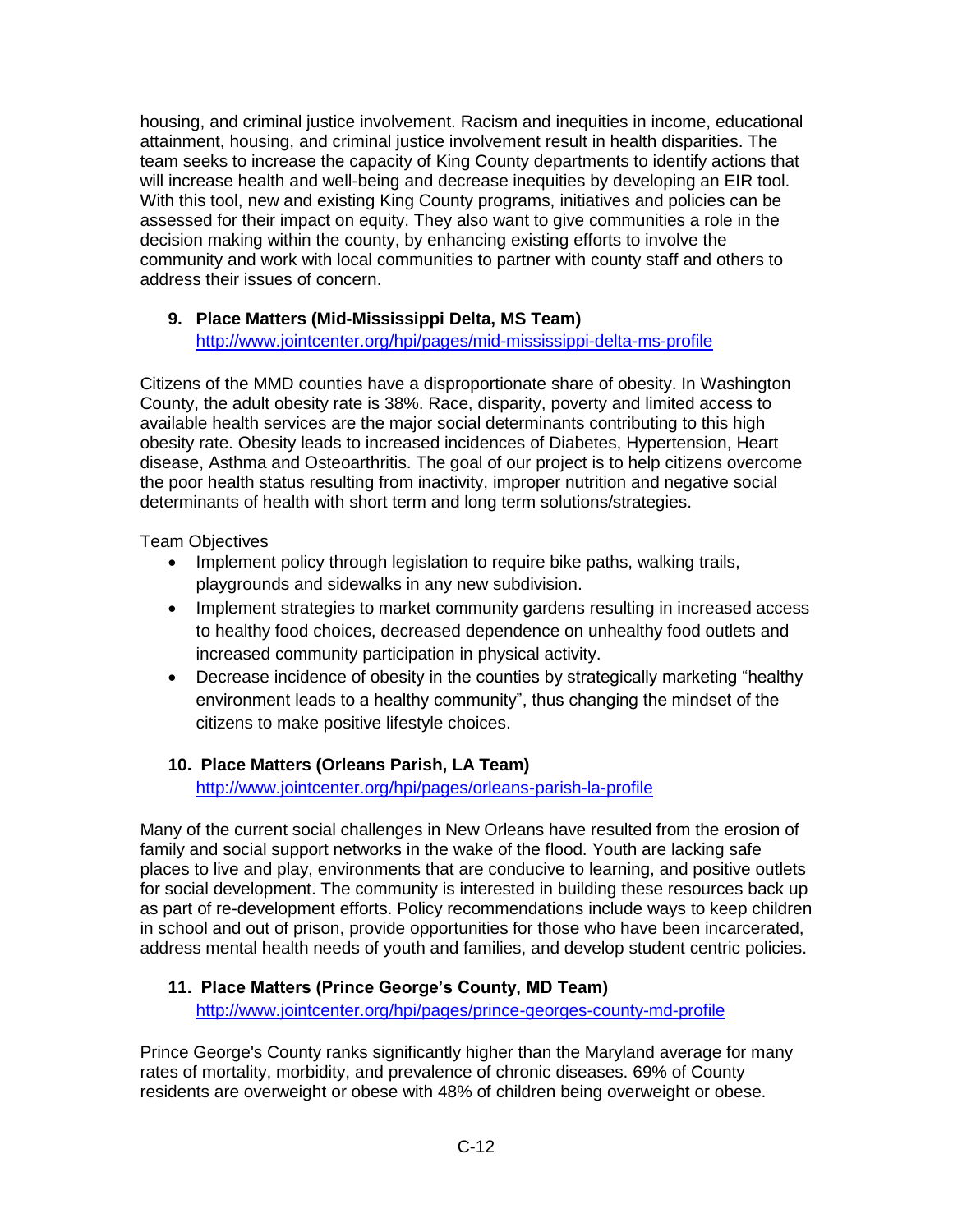housing, and criminal justice involvement. Racism and inequities in income, educational attainment, housing, and criminal justice involvement result in health disparities. The team seeks to increase the capacity of King County departments to identify actions that will increase health and well-being and decrease inequities by developing an EIR tool. With this tool, new and existing King County programs, initiatives and policies can be assessed for their impact on equity. They also want to give communities a role in the decision making within the county, by enhancing existing efforts to involve the community and work with local communities to partner with county staff and others to address their issues of concern.

9. **Place Matters (Mid-Mississippi Delta, MS Team)**
   http://www.jointcenter.org/hpi/pages/mid-mississippi-delta-ms-profile

Citizens of the MMD counties have a disproportionate share of obesity. In Washington County, the adult obesity rate is 38%. Race, disparity, poverty and limited access to available health services are the major social determinants contributing to this high obesity rate. Obesity leads to increased incidences of Diabetes, Hypertension, Heart disease, Asthma and Osteoarthritis. The goal of our project is to help citizens overcome the poor health status resulting from inactivity, improper nutrition and negative social determinants of health with short term and long term solutions/strategies.

Team Objectives

- Implement policy through legislation to require bike paths, walking trails, playgrounds and sidewalks in any new subdivision.
- Implement strategies to market community gardens resulting in increased access to healthy food choices, decreased dependence on unhealthy food outlets and increased community participation in physical activity.
- Decrease incidence of obesity in the counties by strategically marketing "healthy environment leads to a healthy community", thus changing the mindset of the citizens to make positive lifestyle choices.

10. **Place Matters (Orleans Parish, LA Team)**
    http://www.jointcenter.org/hpi/pages/orleans-parish-la-profile

Many of the current social challenges in New Orleans have resulted from the erosion of family and social support networks in the wake of the flood. Youth are lacking safe places to live and play, environments that are conducive to learning, and positive outlets for social development. The community is interested in building these resources back up as part of re-development efforts. Policy recommendations include ways to keep children in school and out of prison, provide opportunities for those who have been incarcerated, address mental health needs of youth and families, and develop student centric policies.

11. **Place Matters (Prince George's County, MD Team)**
    http://www.jointcenter.org/hpi/pages/prince-georges-county-md-profile

Prince George's County ranks significantly higher than the Maryland average for many rates of mortality, morbidity, and prevalence of chronic diseases. 69% of County residents are overweight or obese with 48% of children being overweight or obese.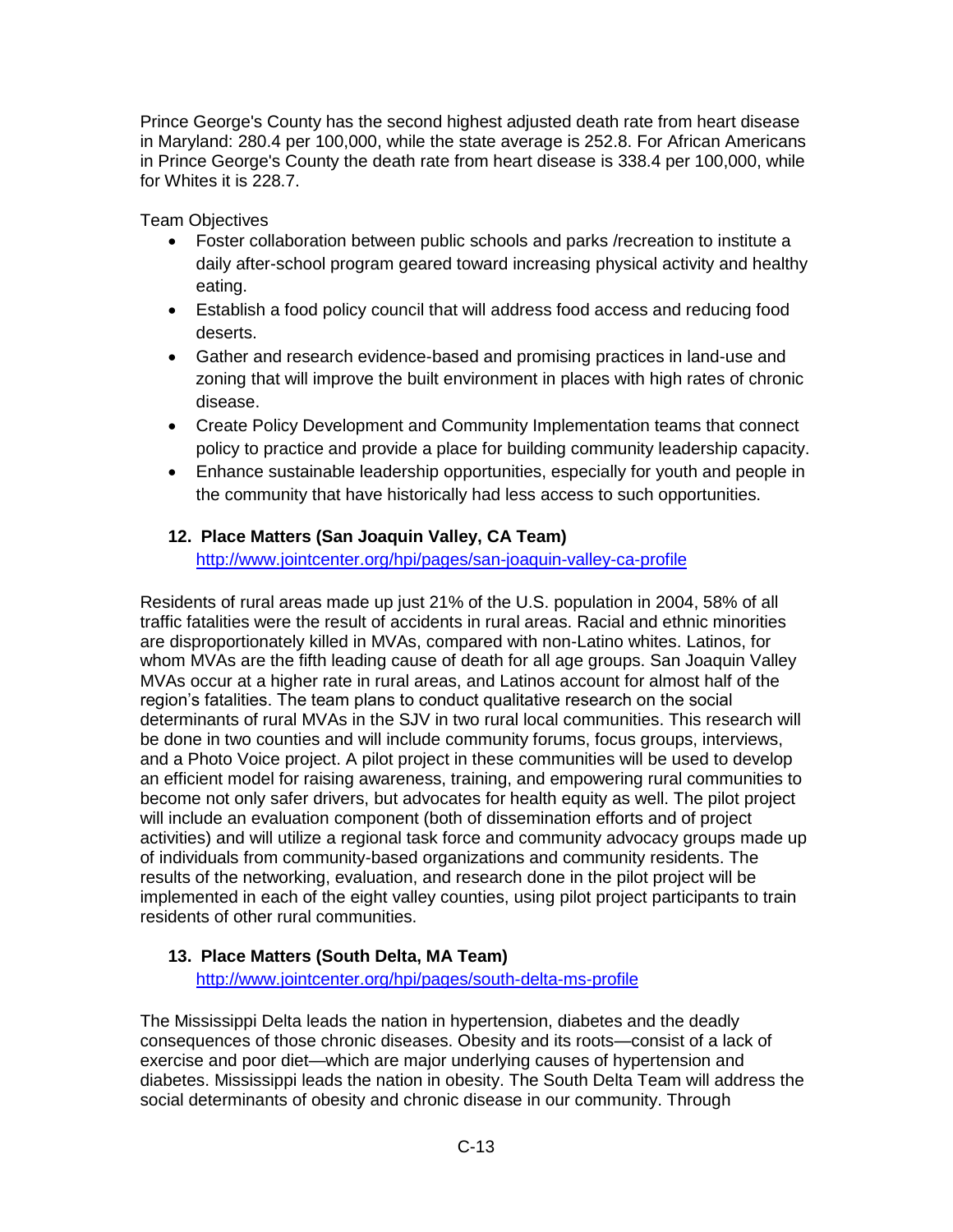Prince George's County has the second highest adjusted death rate from heart disease in Maryland: 280.4 per 100,000, while the state average is 252.8. For African Americans in Prince George's County the death rate from heart disease is 338.4 per 100,000, while for Whites it is 228.7.

Team Objectives

- Foster collaboration between public schools and parks /recreation to institute a daily after-school program geared toward increasing physical activity and healthy eating.
- Establish a food policy council that will address food access and reducing food deserts.
- Gather and research evidence-based and promising practices in land-use and zoning that will improve the built environment in places with high rates of chronic disease.
- Create Policy Development and Community Implementation teams that connect policy to practice and provide a place for building community leadership capacity.
- Enhance sustainable leadership opportunities, especially for youth and people in the community that have historically had less access to such opportunities.

### 12. Place Matters (San Joaquin Valley, CA Team)

http://www.jointcenter.org/hpi/pages/san-joaquin-valley-ca-profile

Residents of rural areas made up just 21% of the U.S. population in 2004, 58% of all traffic fatalities were the result of accidents in rural areas. Racial and ethnic minorities are disproportionately killed in MVAs, compared with non-Latino whites. Latinos, for whom MVAs are the fifth leading cause of death for all age groups. San Joaquin Valley MVAs occur at a higher rate in rural areas, and Latinos account for almost half of the region's fatalities. The team plans to conduct qualitative research on the social determinants of rural MVAs in the SJV in two rural local communities. This research will be done in two counties and will include community forums, focus groups, interviews, and a Photo Voice project. A pilot project in these communities will be used to develop an efficient model for raising awareness, training, and empowering rural communities to become not only safer drivers, but advocates for health equity as well. The pilot project will include an evaluation component (both of dissemination efforts and of project activities) and will utilize a regional task force and community advocacy groups made up of individuals from community-based organizations and community residents. The results of the networking, evaluation, and research done in the pilot project will be implemented in each of the eight valley counties, using pilot project participants to train residents of other rural communities.

### 13. Place Matters (South Delta, MA Team)

http://www.jointcenter.org/hpi/pages/south-delta-ms-profile

The Mississippi Delta leads the nation in hypertension, diabetes and the deadly consequences of those chronic diseases. Obesity and its roots—consist of a lack of exercise and poor diet—which are major underlying causes of hypertension and diabetes. Mississippi leads the nation in obesity. The South Delta Team will address the social determinants of obesity and chronic disease in our community. Through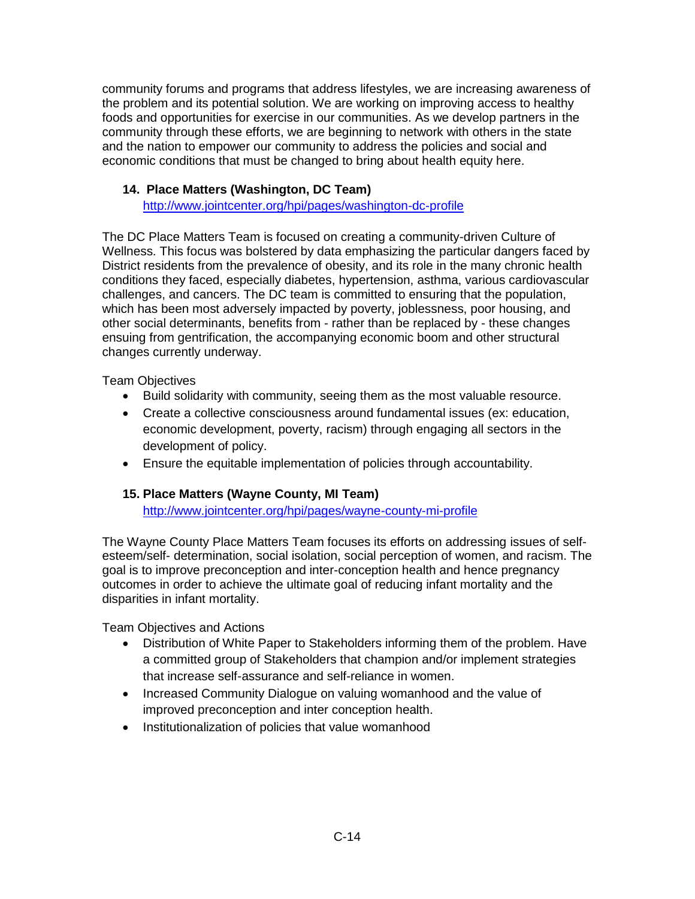community forums and programs that address lifestyles, we are increasing awareness of the problem and its potential solution. We are working on improving access to healthy foods and opportunities for exercise in our communities. As we develop partners in the community through these efforts, we are beginning to network with others in the state and the nation to empower our community to address the policies and social and economic conditions that must be changed to bring about health equity here.

### 14. Place Matters (Washington, DC Team)

http://www.jointcenter.org/hpi/pages/washington-dc-profile

The DC Place Matters Team is focused on creating a community-driven Culture of Wellness. This focus was bolstered by data emphasizing the particular dangers faced by District residents from the prevalence of obesity, and its role in the many chronic health conditions they faced, especially diabetes, hypertension, asthma, various cardiovascular challenges, and cancers. The DC team is committed to ensuring that the population, which has been most adversely impacted by poverty, joblessness, poor housing, and other social determinants, benefits from - rather than be replaced by - these changes ensuing from gentrification, the accompanying economic boom and other structural changes currently underway.

Team Objectives

- Build solidarity with community, seeing them as the most valuable resource.
- Create a collective consciousness around fundamental issues (ex: education, economic development, poverty, racism) through engaging all sectors in the development of policy.
- Ensure the equitable implementation of policies through accountability.

### 15. Place Matters (Wayne County, MI Team)

http://www.jointcenter.org/hpi/pages/wayne-county-mi-profile

The Wayne County Place Matters Team focuses its efforts on addressing issues of self-esteem/self- determination, social isolation, social perception of women, and racism. The goal is to improve preconception and inter-conception health and hence pregnancy outcomes in order to achieve the ultimate goal of reducing infant mortality and the disparities in infant mortality.

Team Objectives and Actions

- Distribution of White Paper to Stakeholders informing them of the problem. Have a committed group of Stakeholders that champion and/or implement strategies that increase self-assurance and self-reliance in women.
- Increased Community Dialogue on valuing womanhood and the value of improved preconception and inter conception health.
- Institutionalization of policies that value womanhood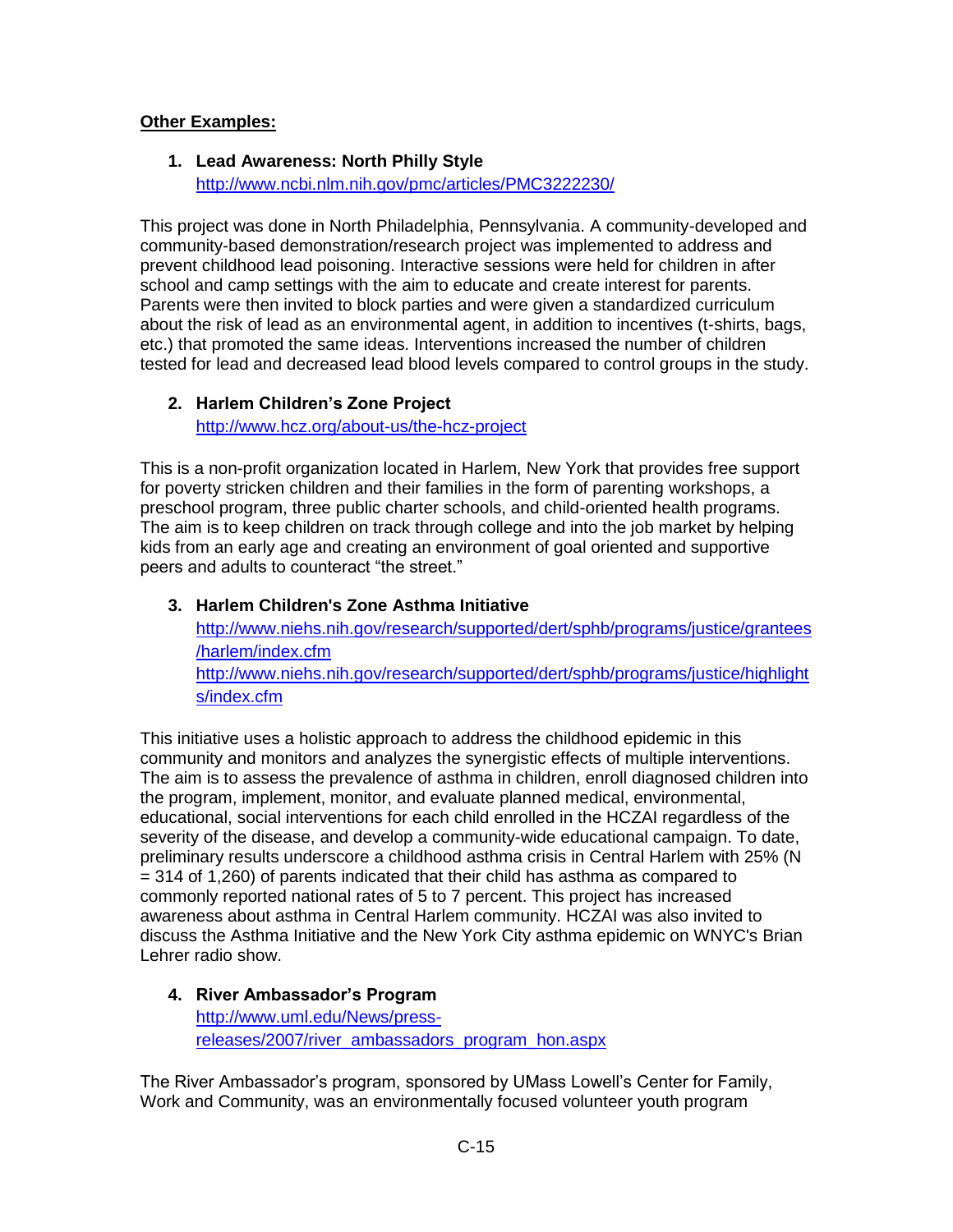**Other Examples:**

1. **Lead Awareness: North Philly Style**
   http://www.ncbi.nlm.nih.gov/pmc/articles/PMC3222230/

This project was done in North Philadelphia, Pennsylvania. A community-developed and community-based demonstration/research project was implemented to address and prevent childhood lead poisoning. Interactive sessions were held for children in after school and camp settings with the aim to educate and create interest for parents. Parents were then invited to block parties and were given a standardized curriculum about the risk of lead as an environmental agent, in addition to incentives (t-shirts, bags, etc.) that promoted the same ideas. Interventions increased the number of children tested for lead and decreased lead blood levels compared to control groups in the study.

2. **Harlem Children's Zone Project**
   http://www.hcz.org/about-us/the-hcz-project

This is a non-profit organization located in Harlem, New York that provides free support for poverty stricken children and their families in the form of parenting workshops, a preschool program, three public charter schools, and child-oriented health programs. The aim is to keep children on track through college and into the job market by helping kids from an early age and creating an environment of goal oriented and supportive peers and adults to counteract "the street."

3. **Harlem Children's Zone Asthma Initiative**
   http://www.niehs.nih.gov/research/supported/dert/sphb/programs/justice/grantees/harlem/index.cfm
   http://www.niehs.nih.gov/research/supported/dert/sphb/programs/justice/highlights/index.cfm

This initiative uses a holistic approach to address the childhood epidemic in this community and monitors and analyzes the synergistic effects of multiple interventions. The aim is to assess the prevalence of asthma in children, enroll diagnosed children into the program, implement, monitor, and evaluate planned medical, environmental, educational, social interventions for each child enrolled in the HCZAI regardless of the severity of the disease, and develop a community-wide educational campaign. To date, preliminary results underscore a childhood asthma crisis in Central Harlem with 25% (N = 314 of 1,260) of parents indicated that their child has asthma as compared to commonly reported national rates of 5 to 7 percent. This project has increased awareness about asthma in Central Harlem community. HCZAI was also invited to discuss the Asthma Initiative and the New York City asthma epidemic on WNYC's Brian Lehrer radio show.

4. **River Ambassador's Program**
   http://www.uml.edu/News/press-releases/2007/river_ambassadors_program_hon.aspx

The River Ambassador's program, sponsored by UMass Lowell's Center for Family, Work and Community, was an environmentally focused volunteer youth program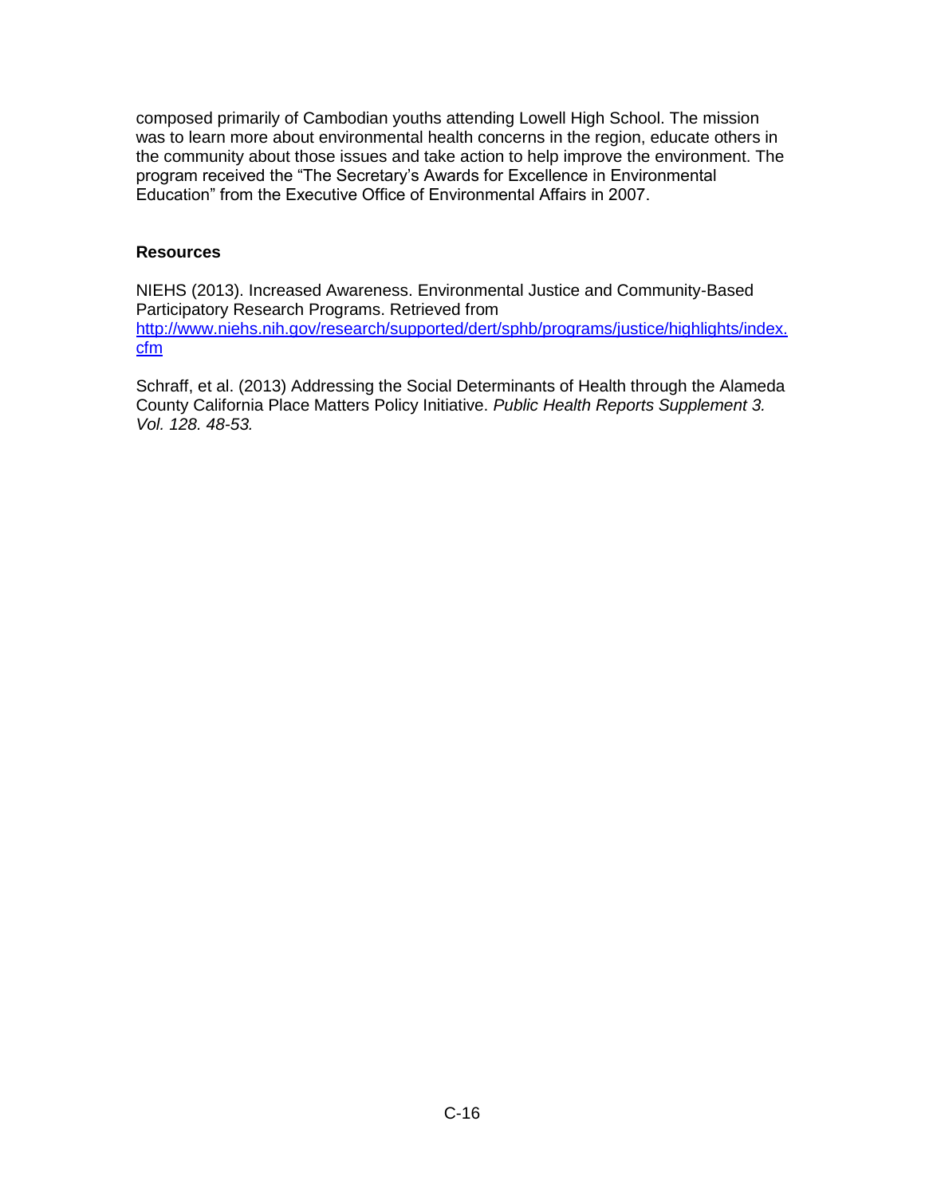composed primarily of Cambodian youths attending Lowell High School. The mission was to learn more about environmental health concerns in the region, educate others in the community about those issues and take action to help improve the environment. The program received the "The Secretary's Awards for Excellence in Environmental Education" from the Executive Office of Environmental Affairs in 2007.

**Resources**

NIEHS (2013). Increased Awareness. Environmental Justice and Community-Based Participatory Research Programs. Retrieved from http://www.niehs.nih.gov/research/supported/dert/sphb/programs/justice/highlights/index.cfm

Schraff, et al. (2013) Addressing the Social Determinants of Health through the Alameda County California Place Matters Policy Initiative. *Public Health Reports Supplement 3. Vol. 128. 48-53.*